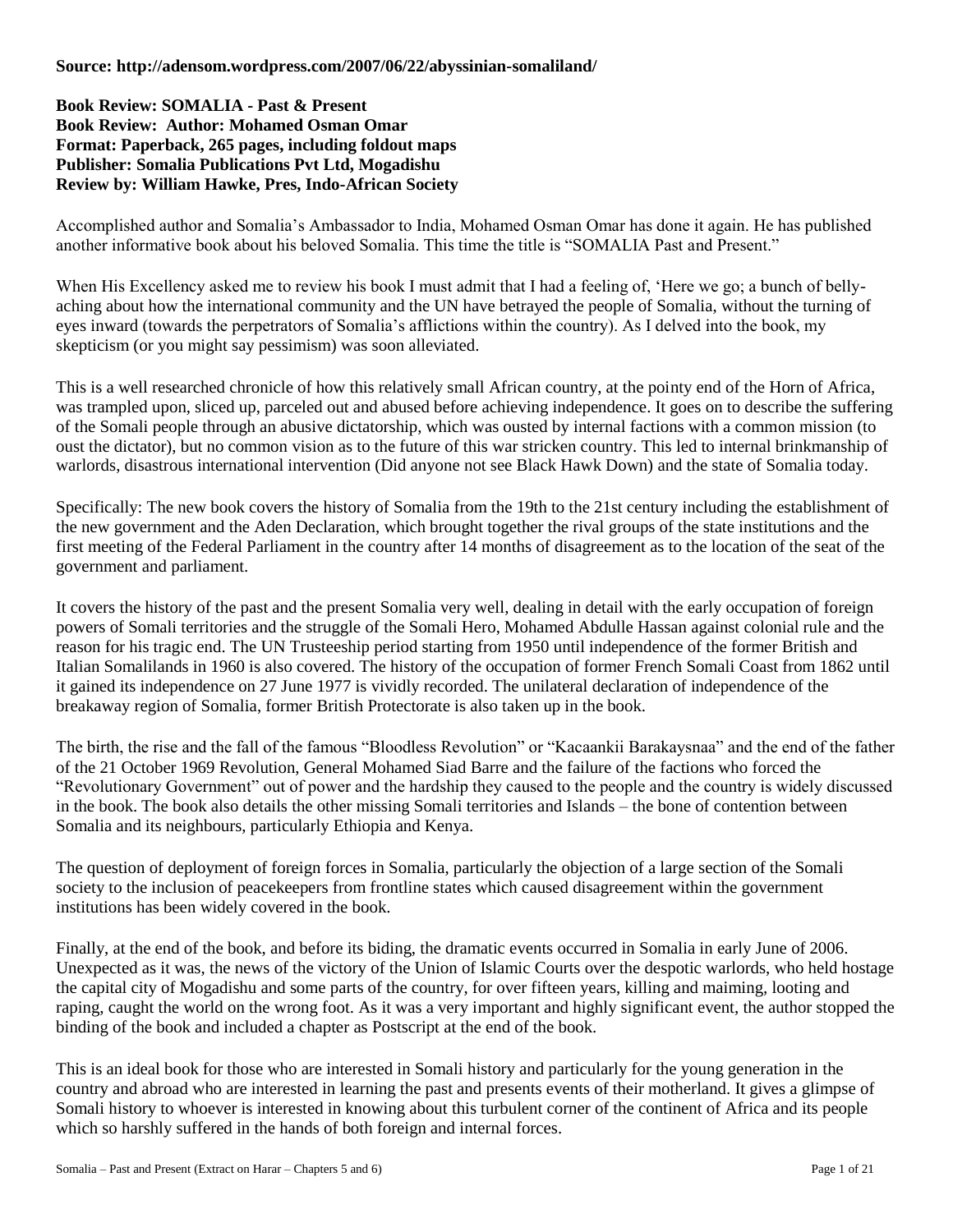**Source: http://adensom.wordpress.com/2007/06/22/abyssinian-somaliland/**

**Book Review: SOMALIA - Past & Present**
**Book Review: Author: Mohamed Osman Omar**
**Format: Paperback, 265 pages, including foldout maps**
**Publisher: Somalia Publications Pvt Ltd, Mogadishu**
**Review by: William Hawke, Pres, Indo-African Society**

Accomplished author and Somalia's Ambassador to India, Mohamed Osman Omar has done it again. He has published another informative book about his beloved Somalia. This time the title is "SOMALIA Past and Present."

When His Excellency asked me to review his book I must admit that I had a feeling of, 'Here we go; a bunch of belly-aching about how the international community and the UN have betrayed the people of Somalia, without the turning of eyes inward (towards the perpetrators of Somalia's afflictions within the country). As I delved into the book, my skepticism (or you might say pessimism) was soon alleviated.

This is a well researched chronicle of how this relatively small African country, at the pointy end of the Horn of Africa, was trampled upon, sliced up, parceled out and abused before achieving independence. It goes on to describe the suffering of the Somali people through an abusive dictatorship, which was ousted by internal factions with a common mission (to oust the dictator), but no common vision as to the future of this war stricken country. This led to internal brinkmanship of warlords, disastrous international intervention (Did anyone not see Black Hawk Down) and the state of Somalia today.

Specifically: The new book covers the history of Somalia from the 19th to the 21st century including the establishment of the new government and the Aden Declaration, which brought together the rival groups of the state institutions and the first meeting of the Federal Parliament in the country after 14 months of disagreement as to the location of the seat of the government and parliament.

It covers the history of the past and the present Somalia very well, dealing in detail with the early occupation of foreign powers of Somali territories and the struggle of the Somali Hero, Mohamed Abdulle Hassan against colonial rule and the reason for his tragic end. The UN Trusteeship period starting from 1950 until independence of the former British and Italian Somalilands in 1960 is also covered. The history of the occupation of former French Somali Coast from 1862 until it gained its independence on 27 June 1977 is vividly recorded. The unilateral declaration of independence of the breakaway region of Somalia, former British Protectorate is also taken up in the book.

The birth, the rise and the fall of the famous "Bloodless Revolution" or "Kacaankii Barakaysnaa" and the end of the father of the 21 October 1969 Revolution, General Mohamed Siad Barre and the failure of the factions who forced the "Revolutionary Government" out of power and the hardship they caused to the people and the country is widely discussed in the book. The book also details the other missing Somali territories and Islands – the bone of contention between Somalia and its neighbours, particularly Ethiopia and Kenya.

The question of deployment of foreign forces in Somalia, particularly the objection of a large section of the Somali society to the inclusion of peacekeepers from frontline states which caused disagreement within the government institutions has been widely covered in the book.

Finally, at the end of the book, and before its biding, the dramatic events occurred in Somalia in early June of 2006. Unexpected as it was, the news of the victory of the Union of Islamic Courts over the despotic warlords, who held hostage the capital city of Mogadishu and some parts of the country, for over fifteen years, killing and maiming, looting and raping, caught the world on the wrong foot. As it was a very important and highly significant event, the author stopped the binding of the book and included a chapter as Postscript at the end of the book.

This is an ideal book for those who are interested in Somali history and particularly for the young generation in the country and abroad who are interested in learning the past and presents events of their motherland. It gives a glimpse of Somali history to whoever is interested in knowing about this turbulent corner of the continent of Africa and its people which so harshly suffered in the hands of both foreign and internal forces.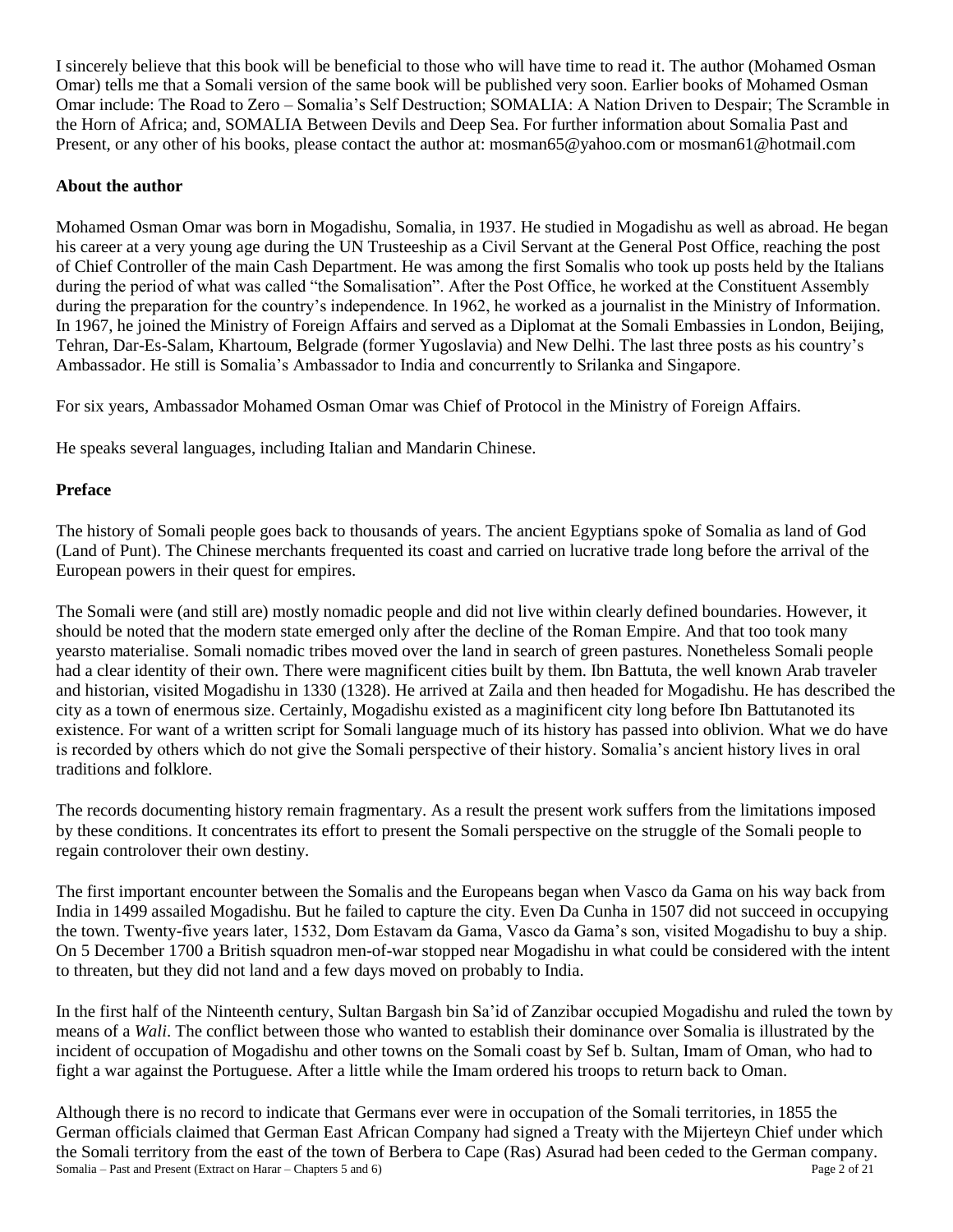I sincerely believe that this book will be beneficial to those who will have time to read it. The author (Mohamed Osman Omar) tells me that a Somali version of the same book will be published very soon. Earlier books of Mohamed Osman Omar include: The Road to Zero – Somalia's Self Destruction; SOMALIA: A Nation Driven to Despair; The Scramble in the Horn of Africa; and, SOMALIA Between Devils and Deep Sea. For further information about Somalia Past and Present, or any other of his books, please contact the author at: mosman65@yahoo.com or mosman61@hotmail.com

**About the author**

Mohamed Osman Omar was born in Mogadishu, Somalia, in 1937. He studied in Mogadishu as well as abroad. He began his career at a very young age during the UN Trusteeship as a Civil Servant at the General Post Office, reaching the post of Chief Controller of the main Cash Department. He was among the first Somalis who took up posts held by the Italians during the period of what was called "the Somalisation". After the Post Office, he worked at the Constituent Assembly during the preparation for the country's independence. In 1962, he worked as a journalist in the Ministry of Information. In 1967, he joined the Ministry of Foreign Affairs and served as a Diplomat at the Somali Embassies in London, Beijing, Tehran, Dar-Es-Salam, Khartoum, Belgrade (former Yugoslavia) and New Delhi. The last three posts as his country's Ambassador. He still is Somalia's Ambassador to India and concurrently to Srilanka and Singapore.

For six years, Ambassador Mohamed Osman Omar was Chief of Protocol in the Ministry of Foreign Affairs.

He speaks several languages, including Italian and Mandarin Chinese.

**Preface**

The history of Somali people goes back to thousands of years. The ancient Egyptians spoke of Somalia as land of God (Land of Punt). The Chinese merchants frequented its coast and carried on lucrative trade long before the arrival of the European powers in their quest for empires.

The Somali were (and still are) mostly nomadic people and did not live within clearly defined boundaries. However, it should be noted that the modern state emerged only after the decline of the Roman Empire. And that too took many yearsto materialise. Somali nomadic tribes moved over the land in search of green pastures. Nonetheless Somali people had a clear identity of their own. There were magnificent cities built by them. Ibn Battuta, the well known Arab traveler and historian, visited Mogadishu in 1330 (1328). He arrived at Zaila and then headed for Mogadishu. He has described the city as a town of enermous size. Certainly, Mogadishu existed as a maginificent city long before Ibn Battutanoted its existence. For want of a written script for Somali language much of its history has passed into oblivion. What we do have is recorded by others which do not give the Somali perspective of their history. Somalia's ancient history lives in oral traditions and folklore.

The records documenting history remain fragmentary. As a result the present work suffers from the limitations imposed by these conditions. It concentrates its effort to present the Somali perspective on the struggle of the Somali people to regain controlover their own destiny.

The first important encounter between the Somalis and the Europeans began when Vasco da Gama on his way back from India in 1499 assailed Mogadishu. But he failed to capture the city. Even Da Cunha in 1507 did not succeed in occupying the town. Twenty-five years later, 1532, Dom Estavam da Gama, Vasco da Gama's son, visited Mogadishu to buy a ship. On 5 December 1700 a British squadron men-of-war stopped near Mogadishu in what could be considered with the intent to threaten, but they did not land and a few days moved on probably to India.

In the first half of the Ninteenth century, Sultan Bargash bin Sa'id of Zanzibar occupied Mogadishu and ruled the town by means of a *Wali*. The conflict between those who wanted to establish their dominance over Somalia is illustrated by the incident of occupation of Mogadishu and other towns on the Somali coast by Sef b. Sultan, Imam of Oman, who had to fight a war against the Portuguese. After a little while the Imam ordered his troops to return back to Oman.

Although there is no record to indicate that Germans ever were in occupation of the Somali territories, in 1855 the German officials claimed that German East African Company had signed a Treaty with the Mijerteyn Chief under which the Somali territory from the east of the town of Berbera to Cape (Ras) Asurad had been ceded to the German company.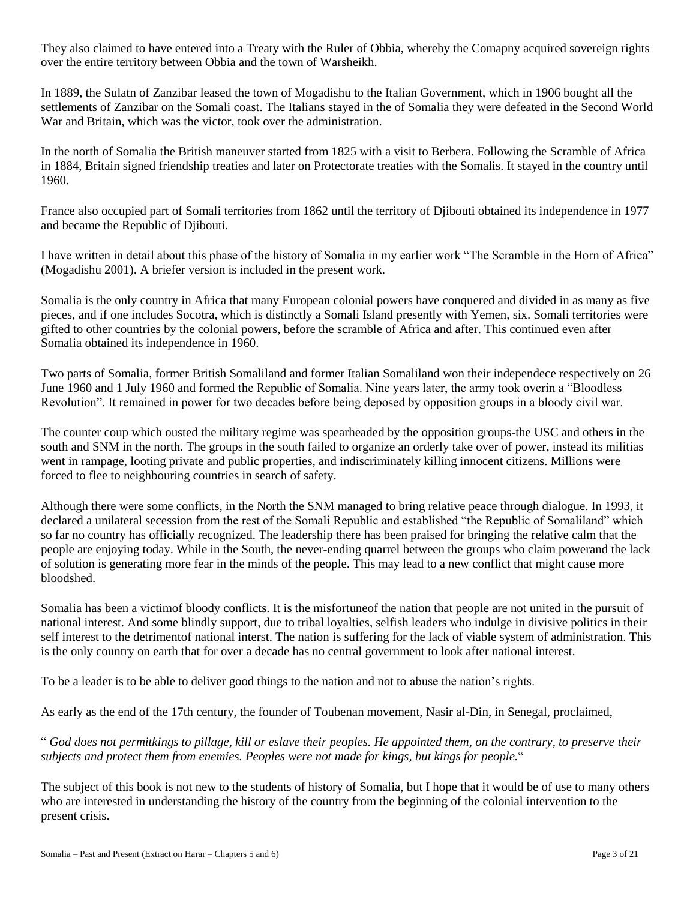They also claimed to have entered into a Treaty with the Ruler of Obbia, whereby the Comapny acquired sovereign rights over the entire territory between Obbia and the town of Warsheikh.

In 1889, the Sulatn of Zanzibar leased the town of Mogadishu to the Italian Government, which in 1906 bought all the settlements of Zanzibar on the Somali coast. The Italians stayed in the of Somalia they were defeated in the Second World War and Britain, which was the victor, took over the administration.

In the north of Somalia the British maneuver started from 1825 with a visit to Berbera. Following the Scramble of Africa in 1884, Britain signed friendship treaties and later on Protectorate treaties with the Somalis. It stayed in the country until 1960.

France also occupied part of Somali territories from 1862 until the territory of Djibouti obtained its independence in 1977 and became the Republic of Djibouti.

I have written in detail about this phase of the history of Somalia in my earlier work "The Scramble in the Horn of Africa" (Mogadishu 2001). A briefer version is included in the present work.

Somalia is the only country in Africa that many European colonial powers have conquered and divided in as many as five pieces, and if one includes Socotra, which is distinctly a Somali Island presently with Yemen, six. Somali territories were gifted to other countries by the colonial powers, before the scramble of Africa and after. This continued even after Somalia obtained its independence in 1960.

Two parts of Somalia, former British Somaliland and former Italian Somaliland won their independece respectively on 26 June 1960 and 1 July 1960 and formed the Republic of Somalia. Nine years later, the army took overin a "Bloodless Revolution". It remained in power for two decades before being deposed by opposition groups in a bloody civil war.

The counter coup which ousted the military regime was spearheaded by the opposition groups-the USC and others in the south and SNM in the north. The groups in the south failed to organize an orderly take over of power, instead its militias went in rampage, looting private and public properties, and indiscriminately killing innocent citizens. Millions were forced to flee to neighbouring countries in search of safety.

Although there were some conflicts, in the North the SNM managed to bring relative peace through dialogue. In 1993, it declared a unilateral secession from the rest of the Somali Republic and established "the Republic of Somaliland" which so far no country has officially recognized. The leadership there has been praised for bringing the relative calm that the people are enjoying today. While in the South, the never-ending quarrel between the groups who claim powerand the lack of solution is generating more fear in the minds of the people. This may lead to a new conflict that might cause more bloodshed.

Somalia has been a victimof bloody conflicts. It is the misfortuneof the nation that people are not united in the pursuit of national interest. And some blindly support, due to tribal loyalties, selfish leaders who indulge in divisive politics in their self interest to the detrimentof national interst. The nation is suffering for the lack of viable system of administration. This is the only country on earth that for over a decade has no central government to look after national interest.

To be a leader is to be able to deliver good things to the nation and not to abuse the nation's rights.

As early as the end of the 17th century, the founder of Toubenan movement, Nasir al-Din, in Senegal, proclaimed,

" *God does not permitkings to pillage, kill or eslave their peoples. He appointed them, on the contrary, to preserve their subjects and protect them from enemies. Peoples were not made for kings, but kings for people.*"

The subject of this book is not new to the students of history of Somalia, but I hope that it would be of use to many others who are interested in understanding the history of the country from the beginning of the colonial intervention to the present crisis.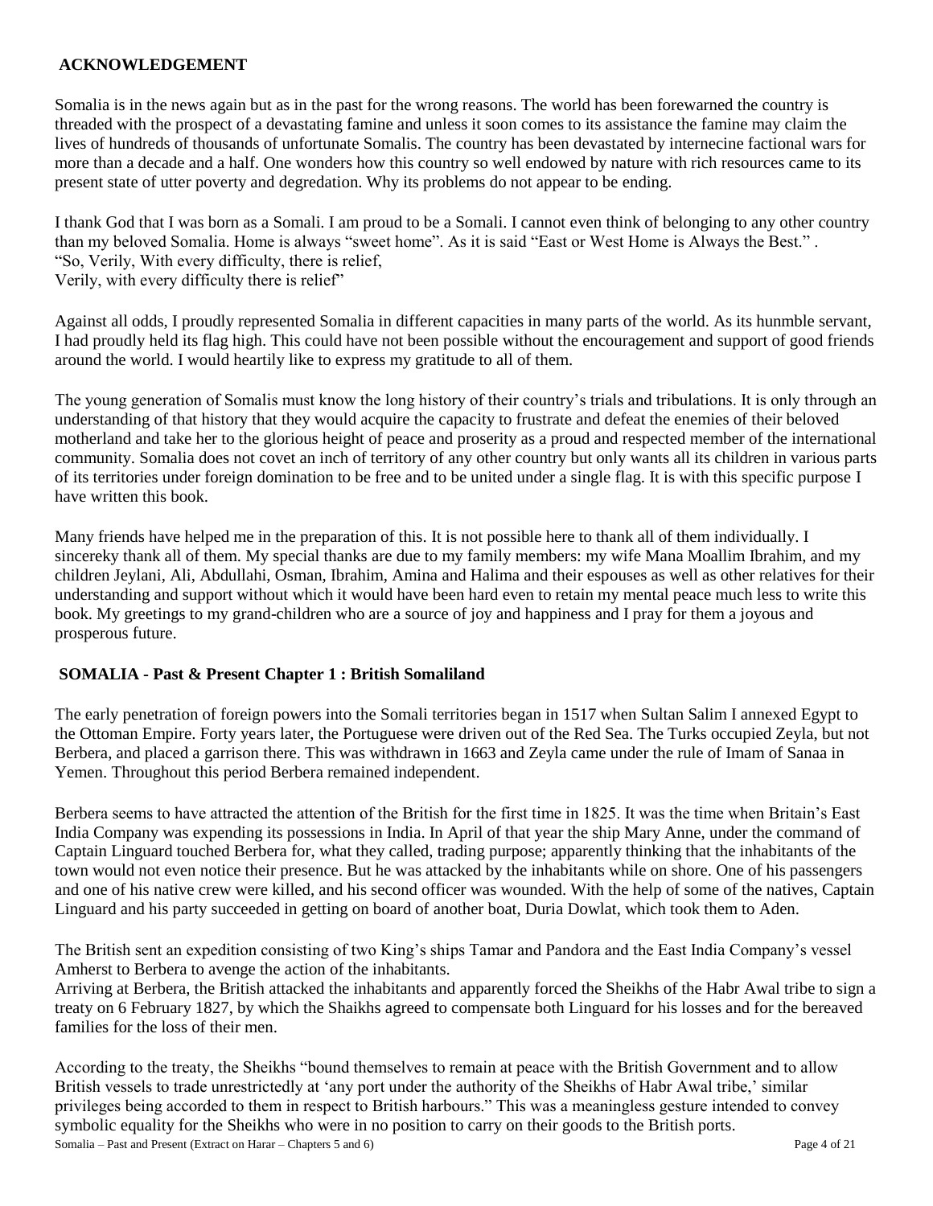## ACKNOWLEDGEMENT

Somalia is in the news again but as in the past for the wrong reasons. The world has been forewarned the country is threaded with the prospect of a devastating famine and unless it soon comes to its assistance the famine may claim the lives of hundreds of thousands of unfortunate Somalis. The country has been devastated by internecine factional wars for more than a decade and a half. One wonders how this country so well endowed by nature with rich resources came to its present state of utter poverty and degredation. Why its problems do not appear to be ending.

I thank God that I was born as a Somali. I am proud to be a Somali. I cannot even think of belonging to any other country than my beloved Somalia. Home is always "sweet home". As it is said "East or West Home is Always the Best." .
"So, Verily, With every difficulty, there is relief,
Verily, with every difficulty there is relief"

Against all odds, I proudly represented Somalia in different capacities in many parts of the world. As its hunmble servant, I had proudly held its flag high. This could have not been possible without the encouragement and support of good friends around the world. I would heartily like to express my gratitude to all of them.

The young generation of Somalis must know the long history of their country's trials and tribulations. It is only through an understanding of that history that they would acquire the capacity to frustrate and defeat the enemies of their beloved motherland and take her to the glorious height of peace and proserity as a proud and respected member of the international community. Somalia does not covet an inch of territory of any other country but only wants all its children in various parts of its territories under foreign domination to be free and to be united under a single flag. It is with this specific purpose I have written this book.

Many friends have helped me in the preparation of this. It is not possible here to thank all of them individually. I sincereky thank all of them. My special thanks are due to my family members: my wife Mana Moallim Ibrahim, and my children Jeylani, Ali, Abdullahi, Osman, Ibrahim, Amina and Halima and their espouses as well as other relatives for their understanding and support without which it would have been hard even to retain my mental peace much less to write this book. My greetings to my grand-children who are a source of joy and happiness and I pray for them a joyous and prosperous future.

## SOMALIA - Past & Present Chapter 1 : British Somaliland

The early penetration of foreign powers into the Somali territories began in 1517 when Sultan Salim I annexed Egypt to the Ottoman Empire. Forty years later, the Portuguese were driven out of the Red Sea. The Turks occupied Zeyla, but not Berbera, and placed a garrison there. This was withdrawn in 1663 and Zeyla came under the rule of Imam of Sanaa in Yemen. Throughout this period Berbera remained independent.

Berbera seems to have attracted the attention of the British for the first time in 1825. It was the time when Britain's East India Company was expending its possessions in India. In April of that year the ship Mary Anne, under the command of Captain Linguard touched Berbera for, what they called, trading purpose; apparently thinking that the inhabitants of the town would not even notice their presence. But he was attacked by the inhabitants while on shore. One of his passengers and one of his native crew were killed, and his second officer was wounded. With the help of some of the natives, Captain Linguard and his party succeeded in getting on board of another boat, Duria Dowlat, which took them to Aden.

The British sent an expedition consisting of two King's ships Tamar and Pandora and the East India Company's vessel Amherst to Berbera to avenge the action of the inhabitants.
Arriving at Berbera, the British attacked the inhabitants and apparently forced the Sheikhs of the Habr Awal tribe to sign a treaty on 6 February 1827, by which the Shaikhs agreed to compensate both Linguard for his losses and for the bereaved families for the loss of their men.

According to the treaty, the Sheikhs "bound themselves to remain at peace with the British Government and to allow British vessels to trade unrestrictedly at 'any port under the authority of the Sheikhs of Habr Awal tribe,' similar privileges being accorded to them in respect to British harbours." This was a meaningless gesture intended to convey symbolic equality for the Sheikhs who were in no position to carry on their goods to the British ports.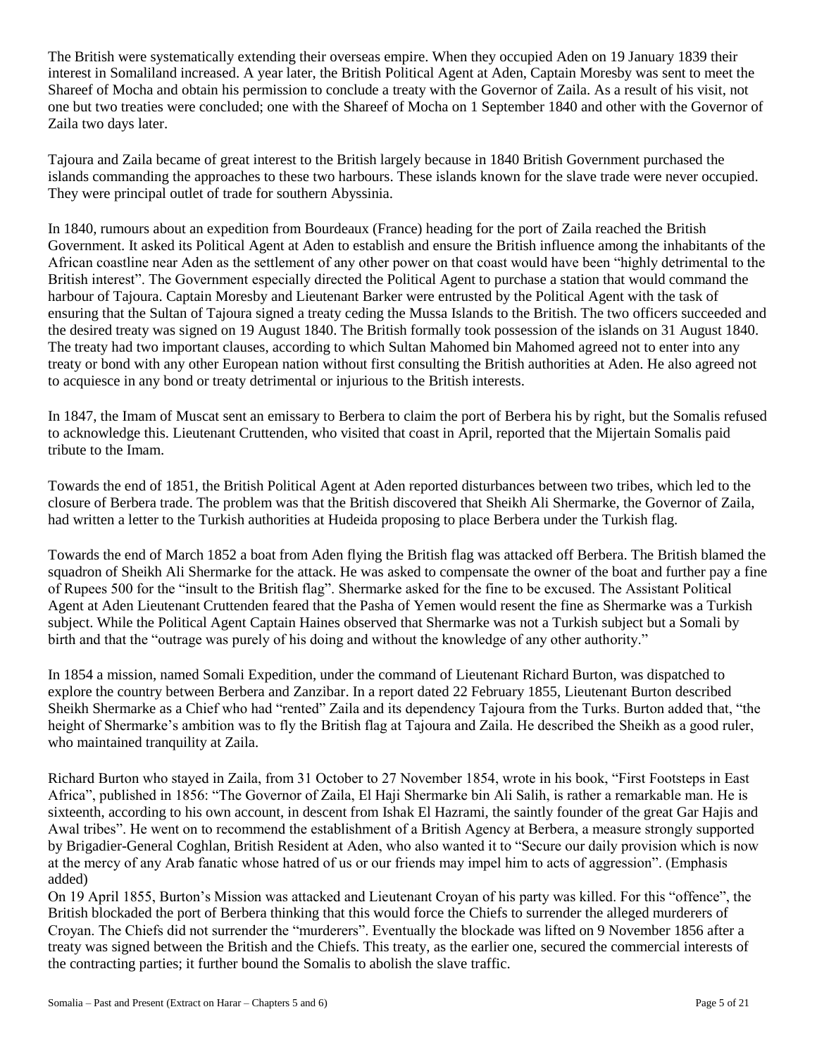The British were systematically extending their overseas empire. When they occupied Aden on 19 January 1839 their interest in Somaliland increased. A year later, the British Political Agent at Aden, Captain Moresby was sent to meet the Shareef of Mocha and obtain his permission to conclude a treaty with the Governor of Zaila. As a result of his visit, not one but two treaties were concluded; one with the Shareef of Mocha on 1 September 1840 and other with the Governor of Zaila two days later.

Tajoura and Zaila became of great interest to the British largely because in 1840 British Government purchased the islands commanding the approaches to these two harbours. These islands known for the slave trade were never occupied. They were principal outlet of trade for southern Abyssinia.

In 1840, rumours about an expedition from Bourdeaux (France) heading for the port of Zaila reached the British Government. It asked its Political Agent at Aden to establish and ensure the British influence among the inhabitants of the African coastline near Aden as the settlement of any other power on that coast would have been "highly detrimental to the British interest". The Government especially directed the Political Agent to purchase a station that would command the harbour of Tajoura. Captain Moresby and Lieutenant Barker were entrusted by the Political Agent with the task of ensuring that the Sultan of Tajoura signed a treaty ceding the Mussa Islands to the British. The two officers succeeded and the desired treaty was signed on 19 August 1840. The British formally took possession of the islands on 31 August 1840. The treaty had two important clauses, according to which Sultan Mahomed bin Mahomed agreed not to enter into any treaty or bond with any other European nation without first consulting the British authorities at Aden. He also agreed not to acquiesce in any bond or treaty detrimental or injurious to the British interests.

In 1847, the Imam of Muscat sent an emissary to Berbera to claim the port of Berbera his by right, but the Somalis refused to acknowledge this. Lieutenant Cruttenden, who visited that coast in April, reported that the Mijertain Somalis paid tribute to the Imam.

Towards the end of 1851, the British Political Agent at Aden reported disturbances between two tribes, which led to the closure of Berbera trade. The problem was that the British discovered that Sheikh Ali Shermarke, the Governor of Zaila, had written a letter to the Turkish authorities at Hudeida proposing to place Berbera under the Turkish flag.

Towards the end of March 1852 a boat from Aden flying the British flag was attacked off Berbera. The British blamed the squadron of Sheikh Ali Shermarke for the attack. He was asked to compensate the owner of the boat and further pay a fine of Rupees 500 for the "insult to the British flag". Shermarke asked for the fine to be excused. The Assistant Political Agent at Aden Lieutenant Cruttenden feared that the Pasha of Yemen would resent the fine as Shermarke was a Turkish subject. While the Political Agent Captain Haines observed that Shermarke was not a Turkish subject but a Somali by birth and that the "outrage was purely of his doing and without the knowledge of any other authority."

In 1854 a mission, named Somali Expedition, under the command of Lieutenant Richard Burton, was dispatched to explore the country between Berbera and Zanzibar. In a report dated 22 February 1855, Lieutenant Burton described Sheikh Shermarke as a Chief who had "rented" Zaila and its dependency Tajoura from the Turks. Burton added that, "the height of Shermarke's ambition was to fly the British flag at Tajoura and Zaila. He described the Sheikh as a good ruler, who maintained tranquility at Zaila.

Richard Burton who stayed in Zaila, from 31 October to 27 November 1854, wrote in his book, "First Footsteps in East Africa", published in 1856: "The Governor of Zaila, El Haji Shermarke bin Ali Salih, is rather a remarkable man. He is sixteenth, according to his own account, in descent from Ishak El Hazrami, the saintly founder of the great Gar Hajis and Awal tribes". He went on to recommend the establishment of a British Agency at Berbera, a measure strongly supported by Brigadier-General Coghlan, British Resident at Aden, who also wanted it to "Secure our daily provision which is now at the mercy of any Arab fanatic whose hatred of us or our friends may impel him to acts of aggression". (Emphasis added)

On 19 April 1855, Burton's Mission was attacked and Lieutenant Croyan of his party was killed. For this "offence", the British blockaded the port of Berbera thinking that this would force the Chiefs to surrender the alleged murderers of Croyan. The Chiefs did not surrender the "murderers". Eventually the blockade was lifted on 9 November 1856 after a treaty was signed between the British and the Chiefs. This treaty, as the earlier one, secured the commercial interests of the contracting parties; it further bound the Somalis to abolish the slave traffic.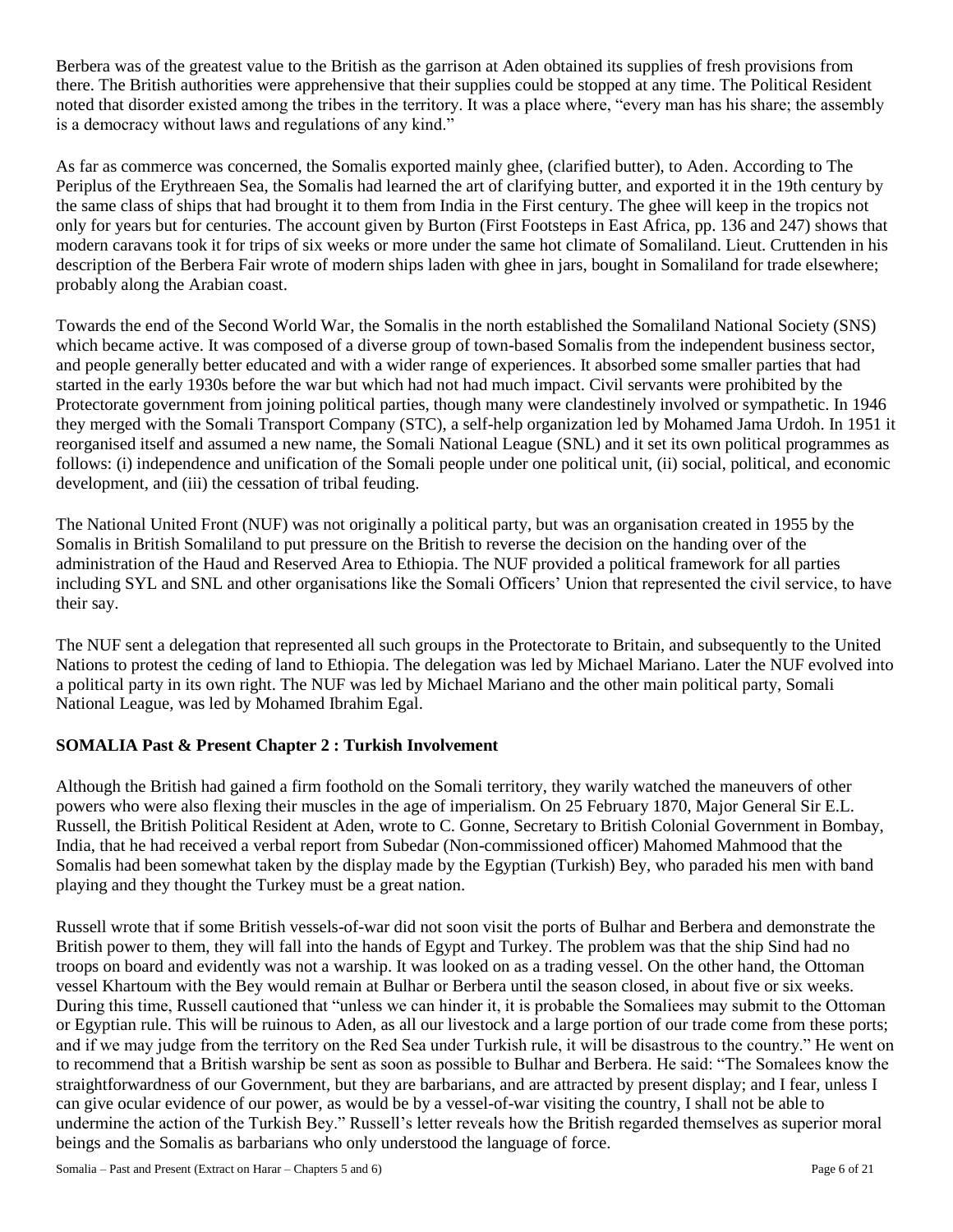Berbera was of the greatest value to the British as the garrison at Aden obtained its supplies of fresh provisions from there. The British authorities were apprehensive that their supplies could be stopped at any time. The Political Resident noted that disorder existed among the tribes in the territory. It was a place where, "every man has his share; the assembly is a democracy without laws and regulations of any kind."

As far as commerce was concerned, the Somalis exported mainly ghee, (clarified butter), to Aden. According to The Periplus of the Erythreaen Sea, the Somalis had learned the art of clarifying butter, and exported it in the 19th century by the same class of ships that had brought it to them from India in the First century. The ghee will keep in the tropics not only for years but for centuries. The account given by Burton (First Footsteps in East Africa, pp. 136 and 247) shows that modern caravans took it for trips of six weeks or more under the same hot climate of Somaliland. Lieut. Cruttenden in his description of the Berbera Fair wrote of modern ships laden with ghee in jars, bought in Somaliland for trade elsewhere; probably along the Arabian coast.

Towards the end of the Second World War, the Somalis in the north established the Somaliland National Society (SNS) which became active. It was composed of a diverse group of town-based Somalis from the independent business sector, and people generally better educated and with a wider range of experiences. It absorbed some smaller parties that had started in the early 1930s before the war but which had not had much impact. Civil servants were prohibited by the Protectorate government from joining political parties, though many were clandestinely involved or sympathetic. In 1946 they merged with the Somali Transport Company (STC), a self-help organization led by Mohamed Jama Urdoh. In 1951 it reorganised itself and assumed a new name, the Somali National League (SNL) and it set its own political programmes as follows: (i) independence and unification of the Somali people under one political unit, (ii) social, political, and economic development, and (iii) the cessation of tribal feuding.

The National United Front (NUF) was not originally a political party, but was an organisation created in 1955 by the Somalis in British Somaliland to put pressure on the British to reverse the decision on the handing over of the administration of the Haud and Reserved Area to Ethiopia. The NUF provided a political framework for all parties including SYL and SNL and other organisations like the Somali Officers' Union that represented the civil service, to have their say.

The NUF sent a delegation that represented all such groups in the Protectorate to Britain, and subsequently to the United Nations to protest the ceding of land to Ethiopia. The delegation was led by Michael Mariano. Later the NUF evolved into a political party in its own right. The NUF was led by Michael Mariano and the other main political party, Somali National League, was led by Mohamed Ibrahim Egal.

## SOMALIA Past & Present Chapter 2 : Turkish Involvement

Although the British had gained a firm foothold on the Somali territory, they warily watched the maneuvers of other powers who were also flexing their muscles in the age of imperialism. On 25 February 1870, Major General Sir E.L. Russell, the British Political Resident at Aden, wrote to C. Gonne, Secretary to British Colonial Government in Bombay, India, that he had received a verbal report from Subedar (Non-commissioned officer) Mahomed Mahmood that the Somalis had been somewhat taken by the display made by the Egyptian (Turkish) Bey, who paraded his men with band playing and they thought the Turkey must be a great nation.

Russell wrote that if some British vessels-of-war did not soon visit the ports of Bulhar and Berbera and demonstrate the British power to them, they will fall into the hands of Egypt and Turkey. The problem was that the ship Sind had no troops on board and evidently was not a warship. It was looked on as a trading vessel. On the other hand, the Ottoman vessel Khartoum with the Bey would remain at Bulhar or Berbera until the season closed, in about five or six weeks. During this time, Russell cautioned that "unless we can hinder it, it is probable the Somaliees may submit to the Ottoman or Egyptian rule. This will be ruinous to Aden, as all our livestock and a large portion of our trade come from these ports; and if we may judge from the territory on the Red Sea under Turkish rule, it will be disastrous to the country." He went on to recommend that a British warship be sent as soon as possible to Bulhar and Berbera. He said: "The Somalees know the straightforwardness of our Government, but they are barbarians, and are attracted by present display; and I fear, unless I can give ocular evidence of our power, as would be by a vessel-of-war visiting the country, I shall not be able to undermine the action of the Turkish Bey." Russell's letter reveals how the British regarded themselves as superior moral beings and the Somalis as barbarians who only understood the language of force.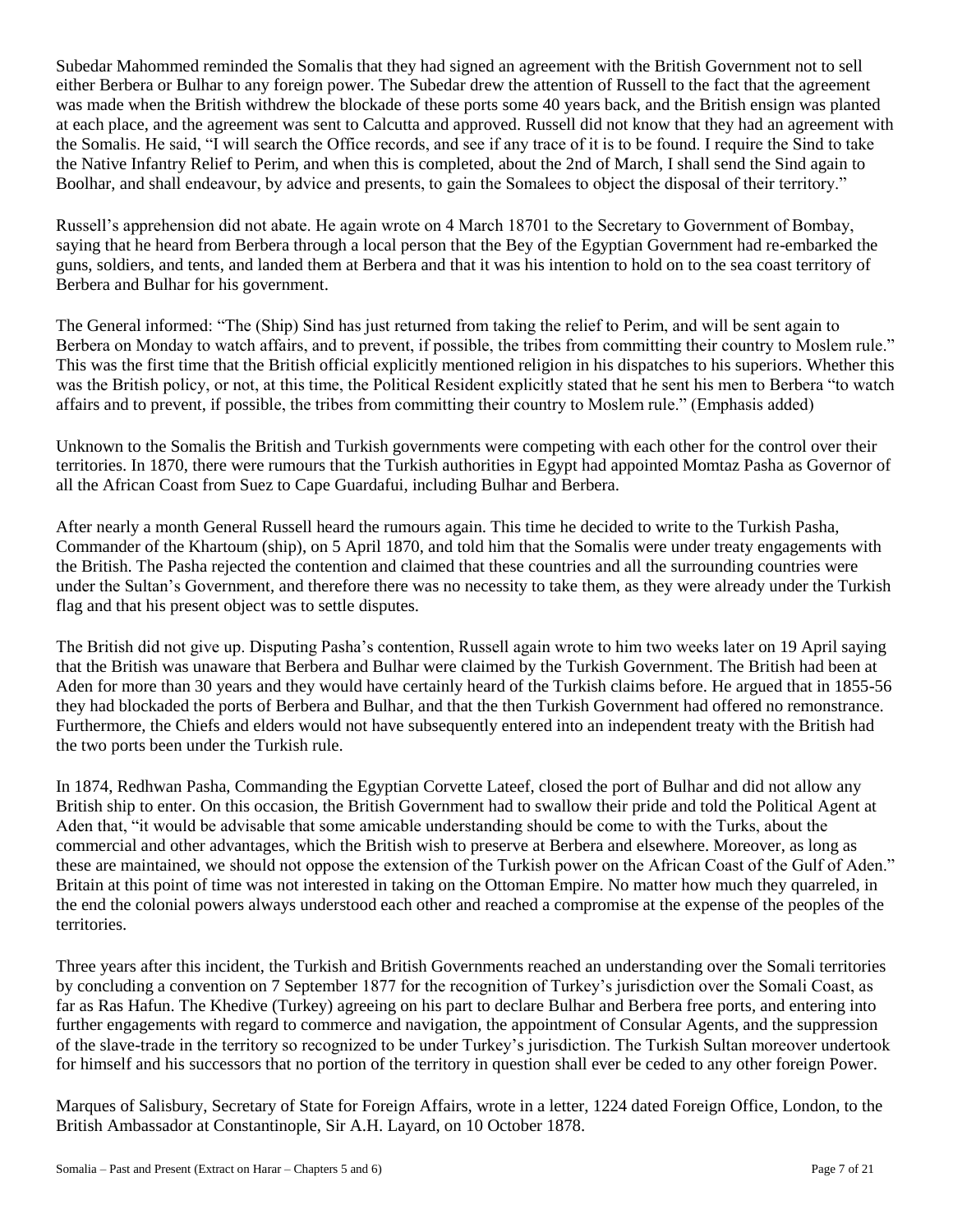Subedar Mahommed reminded the Somalis that they had signed an agreement with the British Government not to sell either Berbera or Bulhar to any foreign power. The Subedar drew the attention of Russell to the fact that the agreement was made when the British withdrew the blockade of these ports some 40 years back, and the British ensign was planted at each place, and the agreement was sent to Calcutta and approved. Russell did not know that they had an agreement with the Somalis. He said, "I will search the Office records, and see if any trace of it is to be found. I require the Sind to take the Native Infantry Relief to Perim, and when this is completed, about the 2nd of March, I shall send the Sind again to Boolhar, and shall endeavour, by advice and presents, to gain the Somalees to object the disposal of their territory."

Russell's apprehension did not abate. He again wrote on 4 March 18701 to the Secretary to Government of Bombay, saying that he heard from Berbera through a local person that the Bey of the Egyptian Government had re-embarked the guns, soldiers, and tents, and landed them at Berbera and that it was his intention to hold on to the sea coast territory of Berbera and Bulhar for his government.

The General informed: "The (Ship) Sind has just returned from taking the relief to Perim, and will be sent again to Berbera on Monday to watch affairs, and to prevent, if possible, the tribes from committing their country to Moslem rule." This was the first time that the British official explicitly mentioned religion in his dispatches to his superiors. Whether this was the British policy, or not, at this time, the Political Resident explicitly stated that he sent his men to Berbera "to watch affairs and to prevent, if possible, the tribes from committing their country to Moslem rule." (Emphasis added)

Unknown to the Somalis the British and Turkish governments were competing with each other for the control over their territories. In 1870, there were rumours that the Turkish authorities in Egypt had appointed Momtaz Pasha as Governor of all the African Coast from Suez to Cape Guardafui, including Bulhar and Berbera.

After nearly a month General Russell heard the rumours again. This time he decided to write to the Turkish Pasha, Commander of the Khartoum (ship), on 5 April 1870, and told him that the Somalis were under treaty engagements with the British. The Pasha rejected the contention and claimed that these countries and all the surrounding countries were under the Sultan's Government, and therefore there was no necessity to take them, as they were already under the Turkish flag and that his present object was to settle disputes.

The British did not give up. Disputing Pasha's contention, Russell again wrote to him two weeks later on 19 April saying that the British was unaware that Berbera and Bulhar were claimed by the Turkish Government. The British had been at Aden for more than 30 years and they would have certainly heard of the Turkish claims before. He argued that in 1855-56 they had blockaded the ports of Berbera and Bulhar, and that the then Turkish Government had offered no remonstrance. Furthermore, the Chiefs and elders would not have subsequently entered into an independent treaty with the British had the two ports been under the Turkish rule.

In 1874, Redhwan Pasha, Commanding the Egyptian Corvette Lateef, closed the port of Bulhar and did not allow any British ship to enter. On this occasion, the British Government had to swallow their pride and told the Political Agent at Aden that, "it would be advisable that some amicable understanding should be come to with the Turks, about the commercial and other advantages, which the British wish to preserve at Berbera and elsewhere. Moreover, as long as these are maintained, we should not oppose the extension of the Turkish power on the African Coast of the Gulf of Aden." Britain at this point of time was not interested in taking on the Ottoman Empire. No matter how much they quarreled, in the end the colonial powers always understood each other and reached a compromise at the expense of the peoples of the territories.

Three years after this incident, the Turkish and British Governments reached an understanding over the Somali territories by concluding a convention on 7 September 1877 for the recognition of Turkey's jurisdiction over the Somali Coast, as far as Ras Hafun. The Khedive (Turkey) agreeing on his part to declare Bulhar and Berbera free ports, and entering into further engagements with regard to commerce and navigation, the appointment of Consular Agents, and the suppression of the slave-trade in the territory so recognized to be under Turkey's jurisdiction. The Turkish Sultan moreover undertook for himself and his successors that no portion of the territory in question shall ever be ceded to any other foreign Power.

Marques of Salisbury, Secretary of State for Foreign Affairs, wrote in a letter, 1224 dated Foreign Office, London, to the British Ambassador at Constantinople, Sir A.H. Layard, on 10 October 1878.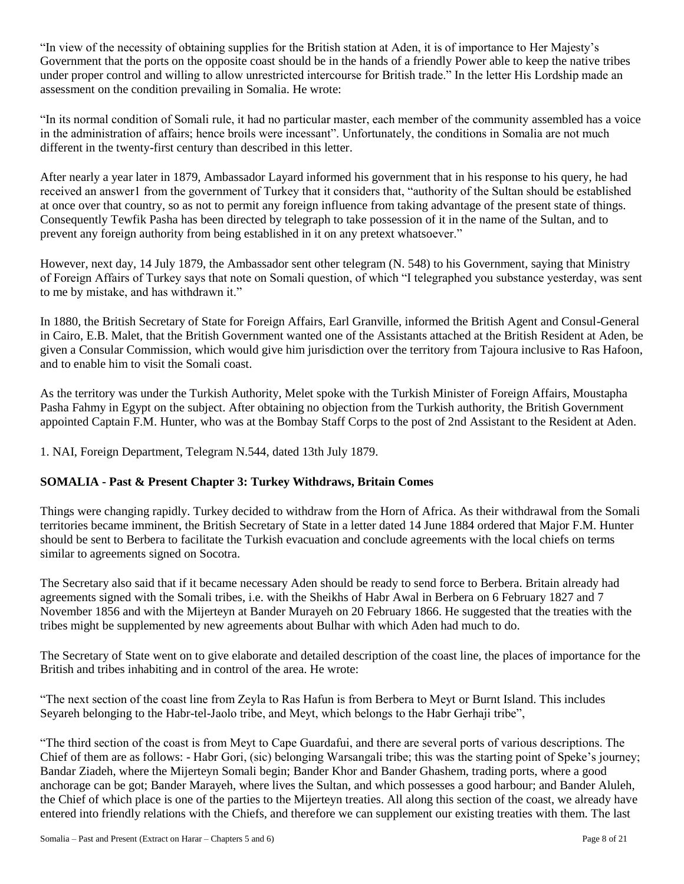"In view of the necessity of obtaining supplies for the British station at Aden, it is of importance to Her Majesty's Government that the ports on the opposite coast should be in the hands of a friendly Power able to keep the native tribes under proper control and willing to allow unrestricted intercourse for British trade." In the letter His Lordship made an assessment on the condition prevailing in Somalia. He wrote:

"In its normal condition of Somali rule, it had no particular master, each member of the community assembled has a voice in the administration of affairs; hence broils were incessant". Unfortunately, the conditions in Somalia are not much different in the twenty-first century than described in this letter.

After nearly a year later in 1879, Ambassador Layard informed his government that in his response to his query, he had received an answer[1] from the government of Turkey that it considers that, "authority of the Sultan should be established at once over that country, so as not to permit any foreign influence from taking advantage of the present state of things. Consequently Tewfik Pasha has been directed by telegraph to take possession of it in the name of the Sultan, and to prevent any foreign authority from being established in it on any pretext whatsoever."

However, next day, 14 July 1879, the Ambassador sent other telegram (N. 548) to his Government, saying that Ministry of Foreign Affairs of Turkey says that note on Somali question, of which "I telegraphed you substance yesterday, was sent to me by mistake, and has withdrawn it."

In 1880, the British Secretary of State for Foreign Affairs, Earl Granville, informed the British Agent and Consul-General in Cairo, E.B. Malet, that the British Government wanted one of the Assistants attached at the British Resident at Aden, be given a Consular Commission, which would give him jurisdiction over the territory from Tajoura inclusive to Ras Hafoon, and to enable him to visit the Somali coast.

As the territory was under the Turkish Authority, Melet spoke with the Turkish Minister of Foreign Affairs, Moustapha Pasha Fahmy in Egypt on the subject. After obtaining no objection from the Turkish authority, the British Government appointed Captain F.M. Hunter, who was at the Bombay Staff Corps to the post of 2nd Assistant to the Resident at Aden.

1. NAI, Foreign Department, Telegram N.544, dated 13th July 1879.

### SOMALIA - Past & Present Chapter 3: Turkey Withdraws, Britain Comes

Things were changing rapidly. Turkey decided to withdraw from the Horn of Africa. As their withdrawal from the Somali territories became imminent, the British Secretary of State in a letter dated 14 June 1884 ordered that Major F.M. Hunter should be sent to Berbera to facilitate the Turkish evacuation and conclude agreements with the local chiefs on terms similar to agreements signed on Socotra.

The Secretary also said that if it became necessary Aden should be ready to send force to Berbera. Britain already had agreements signed with the Somali tribes, i.e. with the Sheikhs of Habr Awal in Berbera on 6 February 1827 and 7 November 1856 and with the Mijerteyn at Bander Murayeh on 20 February 1866. He suggested that the treaties with the tribes might be supplemented by new agreements about Bulhar with which Aden had much to do.

The Secretary of State went on to give elaborate and detailed description of the coast line, the places of importance for the British and tribes inhabiting and in control of the area. He wrote:

"The next section of the coast line from Zeyla to Ras Hafun is from Berbera to Meyt or Burnt Island. This includes Seyareh belonging to the Habr-tel-Jaolo tribe, and Meyt, which belongs to the Habr Gerhaji tribe",

"The third section of the coast is from Meyt to Cape Guardafui, and there are several ports of various descriptions. The Chief of them are as follows: - Habr Gori, (sic) belonging Warsangali tribe; this was the starting point of Speke's journey; Bandar Ziadeh, where the Mijerteyn Somali begin; Bander Khor and Bander Ghashem, trading ports, where a good anchorage can be got; Bander Marayeh, where lives the Sultan, and which possesses a good harbour; and Bander Aluleh, the Chief of which place is one of the parties to the Mijerteyn treaties. All along this section of the coast, we already have entered into friendly relations with the Chiefs, and therefore we can supplement our existing treaties with them. The last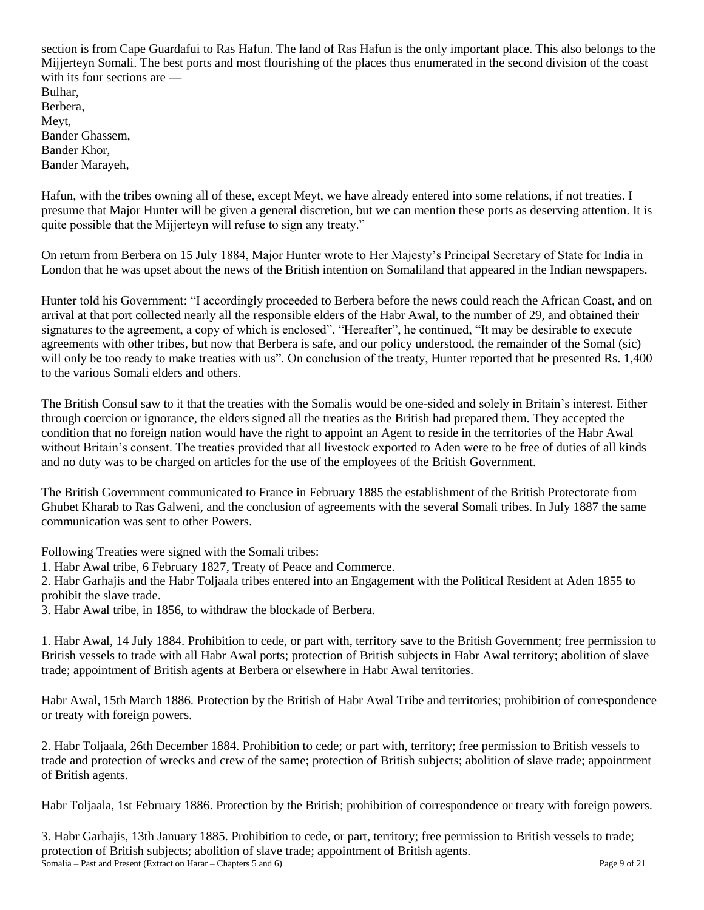section is from Cape Guardafui to Ras Hafun. The land of Ras Hafun is the only important place. This also belongs to the Mijjerteyn Somali. The best ports and most flourishing of the places thus enumerated in the second division of the coast with its four sections are —

Bulhar,
Berbera,
Meyt,
Bander Ghassem,
Bander Khor,
Bander Marayeh,

Hafun, with the tribes owning all of these, except Meyt, we have already entered into some relations, if not treaties. I presume that Major Hunter will be given a general discretion, but we can mention these ports as deserving attention. It is quite possible that the Mijjerteyn will refuse to sign any treaty."

On return from Berbera on 15 July 1884, Major Hunter wrote to Her Majesty's Principal Secretary of State for India in London that he was upset about the news of the British intention on Somaliland that appeared in the Indian newspapers.

Hunter told his Government: "I accordingly proceeded to Berbera before the news could reach the African Coast, and on arrival at that port collected nearly all the responsible elders of the Habr Awal, to the number of 29, and obtained their signatures to the agreement, a copy of which is enclosed", "Hereafter", he continued, "It may be desirable to execute agreements with other tribes, but now that Berbera is safe, and our policy understood, the remainder of the Somal (sic) will only be too ready to make treaties with us". On conclusion of the treaty, Hunter reported that he presented Rs. 1,400 to the various Somali elders and others.

The British Consul saw to it that the treaties with the Somalis would be one-sided and solely in Britain's interest. Either through coercion or ignorance, the elders signed all the treaties as the British had prepared them. They accepted the condition that no foreign nation would have the right to appoint an Agent to reside in the territories of the Habr Awal without Britain's consent. The treaties provided that all livestock exported to Aden were to be free of duties of all kinds and no duty was to be charged on articles for the use of the employees of the British Government.

The British Government communicated to France in February 1885 the establishment of the British Protectorate from Ghubet Kharab to Ras Galweni, and the conclusion of agreements with the several Somali tribes. In July 1887 the same communication was sent to other Powers.

Following Treaties were signed with the Somali tribes:

1. Habr Awal tribe, 6 February 1827, Treaty of Peace and Commerce.
2. Habr Garhajis and the Habr Toljaala tribes entered into an Engagement with the Political Resident at Aden 1855 to prohibit the slave trade.
3. Habr Awal tribe, in 1856, to withdraw the blockade of Berbera.

1. Habr Awal, 14 July 1884. Prohibition to cede, or part with, territory save to the British Government; free permission to British vessels to trade with all Habr Awal ports; protection of British subjects in Habr Awal territory; abolition of slave trade; appointment of British agents at Berbera or elsewhere in Habr Awal territories.

Habr Awal, 15th March 1886. Protection by the British of Habr Awal Tribe and territories; prohibition of correspondence or treaty with foreign powers.

2. Habr Toljaala, 26th December 1884. Prohibition to cede; or part with, territory; free permission to British vessels to trade and protection of wrecks and crew of the same; protection of British subjects; abolition of slave trade; appointment of British agents.

Habr Toljaala, 1st February 1886. Protection by the British; prohibition of correspondence or treaty with foreign powers.

3. Habr Garhajis, 13th January 1885. Prohibition to cede, or part, territory; free permission to British vessels to trade; protection of British subjects; abolition of slave trade; appointment of British agents.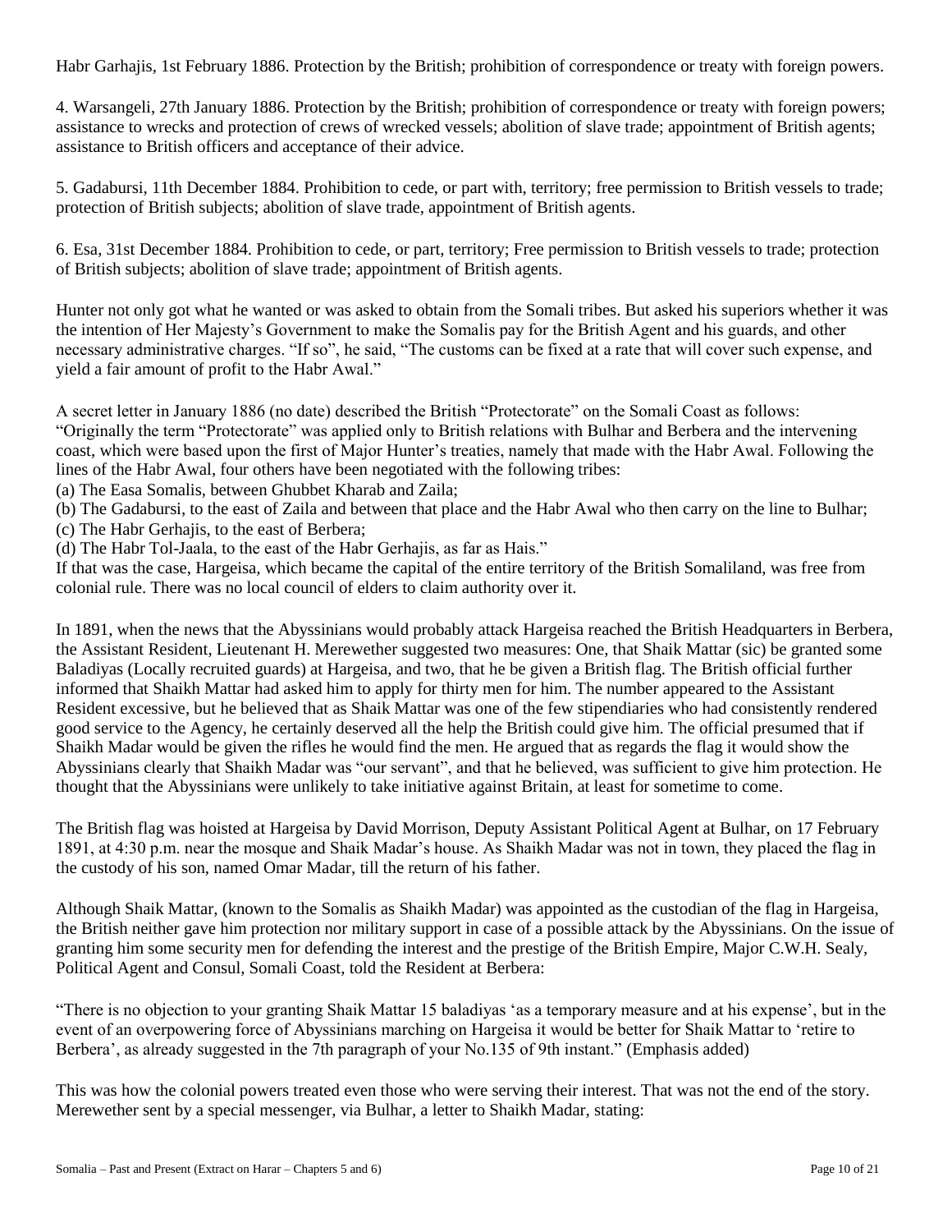Habr Garhajis, 1st February 1886. Protection by the British; prohibition of correspondence or treaty with foreign powers.

4. Warsangeli, 27th January 1886. Protection by the British; prohibition of correspondence or treaty with foreign powers; assistance to wrecks and protection of crews of wrecked vessels; abolition of slave trade; appointment of British agents; assistance to British officers and acceptance of their advice.

5. Gadabursi, 11th December 1884. Prohibition to cede, or part with, territory; free permission to British vessels to trade; protection of British subjects; abolition of slave trade, appointment of British agents.

6. Esa, 31st December 1884. Prohibition to cede, or part, territory; Free permission to British vessels to trade; protection of British subjects; abolition of slave trade; appointment of British agents.

Hunter not only got what he wanted or was asked to obtain from the Somali tribes. But asked his superiors whether it was the intention of Her Majesty's Government to make the Somalis pay for the British Agent and his guards, and other necessary administrative charges. "If so", he said, "The customs can be fixed at a rate that will cover such expense, and yield a fair amount of profit to the Habr Awal."

A secret letter in January 1886 (no date) described the British "Protectorate" on the Somali Coast as follows: "Originally the term "Protectorate" was applied only to British relations with Bulhar and Berbera and the intervening coast, which were based upon the first of Major Hunter's treaties, namely that made with the Habr Awal. Following the lines of the Habr Awal, four others have been negotiated with the following tribes:
(a) The Easa Somalis, between Ghubbet Kharab and Zaila;
(b) The Gadabursi, to the east of Zaila and between that place and the Habr Awal who then carry on the line to Bulhar;
(c) The Habr Gerhajis, to the east of Berbera;
(d) The Habr Tol-Jaala, to the east of the Habr Gerhajis, as far as Hais."
If that was the case, Hargeisa, which became the capital of the entire territory of the British Somaliland, was free from colonial rule. There was no local council of elders to claim authority over it.

In 1891, when the news that the Abyssinians would probably attack Hargeisa reached the British Headquarters in Berbera, the Assistant Resident, Lieutenant H. Merewether suggested two measures: One, that Shaik Mattar (sic) be granted some Baladiyas (Locally recruited guards) at Hargeisa, and two, that he be given a British flag. The British official further informed that Shaikh Mattar had asked him to apply for thirty men for him. The number appeared to the Assistant Resident excessive, but he believed that as Shaik Mattar was one of the few stipendiaries who had consistently rendered good service to the Agency, he certainly deserved all the help the British could give him. The official presumed that if Shaikh Madar would be given the rifles he would find the men. He argued that as regards the flag it would show the Abyssinians clearly that Shaikh Madar was "our servant", and that he believed, was sufficient to give him protection. He thought that the Abyssinians were unlikely to take initiative against Britain, at least for sometime to come.

The British flag was hoisted at Hargeisa by David Morrison, Deputy Assistant Political Agent at Bulhar, on 17 February 1891, at 4:30 p.m. near the mosque and Shaik Madar's house. As Shaikh Madar was not in town, they placed the flag in the custody of his son, named Omar Madar, till the return of his father.

Although Shaik Mattar, (known to the Somalis as Shaikh Madar) was appointed as the custodian of the flag in Hargeisa, the British neither gave him protection nor military support in case of a possible attack by the Abyssinians. On the issue of granting him some security men for defending the interest and the prestige of the British Empire, Major C.W.H. Sealy, Political Agent and Consul, Somali Coast, told the Resident at Berbera:

"There is no objection to your granting Shaik Mattar 15 baladiyas 'as a temporary measure and at his expense', but in the event of an overpowering force of Abyssinians marching on Hargeisa it would be better for Shaik Mattar to 'retire to Berbera', as already suggested in the 7th paragraph of your No.135 of 9th instant." (Emphasis added)

This was how the colonial powers treated even those who were serving their interest. That was not the end of the story. Merewether sent by a special messenger, via Bulhar, a letter to Shaikh Madar, stating: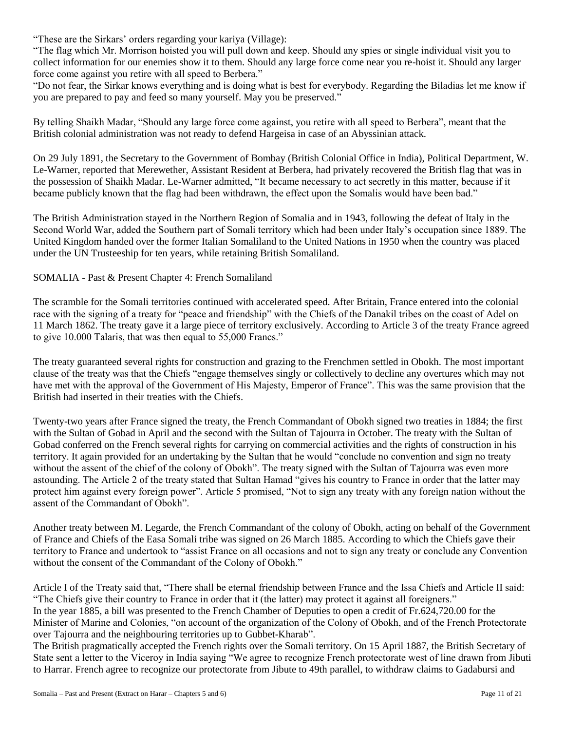"These are the Sirkars' orders regarding your kariya (Village):

"The flag which Mr. Morrison hoisted you will pull down and keep. Should any spies or single individual visit you to collect information for our enemies show it to them. Should any large force come near you re-hoist it. Should any larger force come against you retire with all speed to Berbera."

"Do not fear, the Sirkar knows everything and is doing what is best for everybody. Regarding the Biladias let me know if you are prepared to pay and feed so many yourself. May you be preserved."

By telling Shaikh Madar, "Should any large force come against, you retire with all speed to Berbera", meant that the British colonial administration was not ready to defend Hargeisa in case of an Abyssinian attack.

On 29 July 1891, the Secretary to the Government of Bombay (British Colonial Office in India), Political Department, W. Le-Warner, reported that Merewether, Assistant Resident at Berbera, had privately recovered the British flag that was in the possession of Shaikh Madar. Le-Warner admitted, "It became necessary to act secretly in this matter, because if it became publicly known that the flag had been withdrawn, the effect upon the Somalis would have been bad."

The British Administration stayed in the Northern Region of Somalia and in 1943, following the defeat of Italy in the Second World War, added the Southern part of Somali territory which had been under Italy's occupation since 1889. The United Kingdom handed over the former Italian Somaliland to the United Nations in 1950 when the country was placed under the UN Trusteeship for ten years, while retaining British Somaliland.

## SOMALIA - Past & Present Chapter 4: French Somaliland

The scramble for the Somali territories continued with accelerated speed. After Britain, France entered into the colonial race with the signing of a treaty for "peace and friendship" with the Chiefs of the Danakil tribes on the coast of Adel on 11 March 1862. The treaty gave it a large piece of territory exclusively. According to Article 3 of the treaty France agreed to give 10.000 Talaris, that was then equal to 55,000 Francs."

The treaty guaranteed several rights for construction and grazing to the Frenchmen settled in Obokh. The most important clause of the treaty was that the Chiefs "engage themselves singly or collectively to decline any overtures which may not have met with the approval of the Government of His Majesty, Emperor of France". This was the same provision that the British had inserted in their treaties with the Chiefs.

Twenty-two years after France signed the treaty, the French Commandant of Obokh signed two treaties in 1884; the first with the Sultan of Gobad in April and the second with the Sultan of Tajourra in October. The treaty with the Sultan of Gobad conferred on the French several rights for carrying on commercial activities and the rights of construction in his territory. It again provided for an undertaking by the Sultan that he would "conclude no convention and sign no treaty without the assent of the chief of the colony of Obokh". The treaty signed with the Sultan of Tajourra was even more astounding. The Article 2 of the treaty stated that Sultan Hamad "gives his country to France in order that the latter may protect him against every foreign power". Article 5 promised, "Not to sign any treaty with any foreign nation without the assent of the Commandant of Obokh".

Another treaty between M. Legarde, the French Commandant of the colony of Obokh, acting on behalf of the Government of France and Chiefs of the Easa Somali tribe was signed on 26 March 1885. According to which the Chiefs gave their territory to France and undertook to "assist France on all occasions and not to sign any treaty or conclude any Convention without the consent of the Commandant of the Colony of Obokh."

Article I of the Treaty said that, "There shall be eternal friendship between France and the Issa Chiefs and Article II said: "The Chiefs give their country to France in order that it (the latter) may protect it against all foreigners."

In the year 1885, a bill was presented to the French Chamber of Deputies to open a credit of Fr.624,720.00 for the Minister of Marine and Colonies, "on account of the organization of the Colony of Obokh, and of the French Protectorate over Tajourra and the neighbouring territories up to Gubbet-Kharab".

The British pragmatically accepted the French rights over the Somali territory. On 15 April 1887, the British Secretary of State sent a letter to the Viceroy in India saying "We agree to recognize French protectorate west of line drawn from Jibuti to Harrar. French agree to recognize our protectorate from Jibute to 49th parallel, to withdraw claims to Gadabursi and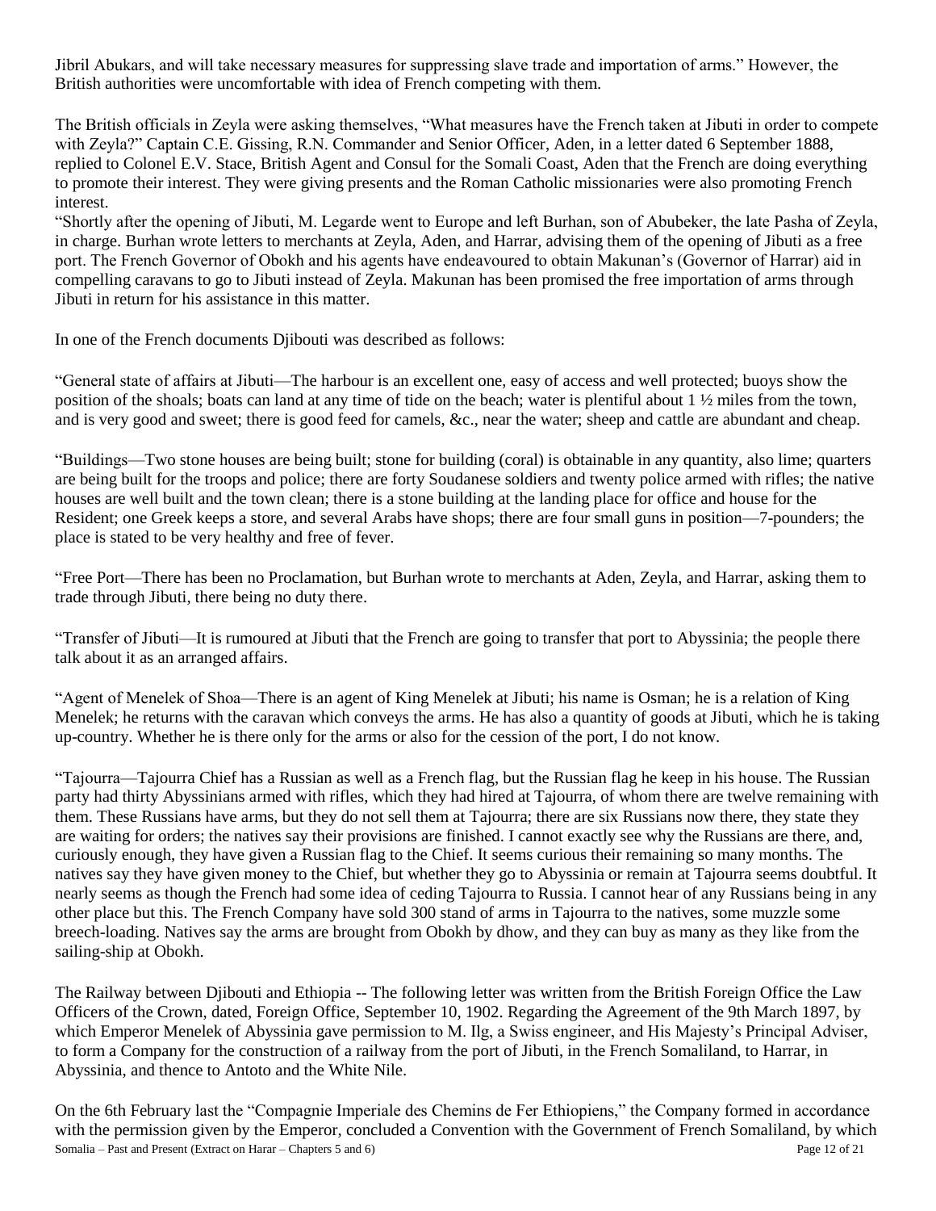Jibril Abukars, and will take necessary measures for suppressing slave trade and importation of arms." However, the British authorities were uncomfortable with idea of French competing with them.

The British officials in Zeyla were asking themselves, "What measures have the French taken at Jibuti in order to compete with Zeyla?" Captain C.E. Gissing, R.N. Commander and Senior Officer, Aden, in a letter dated 6 September 1888, replied to Colonel E.V. Stace, British Agent and Consul for the Somali Coast, Aden that the French are doing everything to promote their interest. They were giving presents and the Roman Catholic missionaries were also promoting French interest.

"Shortly after the opening of Jibuti, M. Legarde went to Europe and left Burhan, son of Abubeker, the late Pasha of Zeyla, in charge. Burhan wrote letters to merchants at Zeyla, Aden, and Harrar, advising them of the opening of Jibuti as a free port. The French Governor of Obokh and his agents have endeavoured to obtain Makunan's (Governor of Harrar) aid in compelling caravans to go to Jibuti instead of Zeyla. Makunan has been promised the free importation of arms through Jibuti in return for his assistance in this matter.

In one of the French documents Djibouti was described as follows:

"General state of affairs at Jibuti—The harbour is an excellent one, easy of access and well protected; buoys show the position of the shoals; boats can land at any time of tide on the beach; water is plentiful about 1 ½ miles from the town, and is very good and sweet; there is good feed for camels, &c., near the water; sheep and cattle are abundant and cheap.

"Buildings—Two stone houses are being built; stone for building (coral) is obtainable in any quantity, also lime; quarters are being built for the troops and police; there are forty Soudanese soldiers and twenty police armed with rifles; the native houses are well built and the town clean; there is a stone building at the landing place for office and house for the Resident; one Greek keeps a store, and several Arabs have shops; there are four small guns in position—7-pounders; the place is stated to be very healthy and free of fever.

"Free Port—There has been no Proclamation, but Burhan wrote to merchants at Aden, Zeyla, and Harrar, asking them to trade through Jibuti, there being no duty there.

"Transfer of Jibuti—It is rumoured at Jibuti that the French are going to transfer that port to Abyssinia; the people there talk about it as an arranged affairs.

"Agent of Menelek of Shoa—There is an agent of King Menelek at Jibuti; his name is Osman; he is a relation of King Menelek; he returns with the caravan which conveys the arms. He has also a quantity of goods at Jibuti, which he is taking up-country. Whether he is there only for the arms or also for the cession of the port, I do not know.

"Tajourra—Tajourra Chief has a Russian as well as a French flag, but the Russian flag he keep in his house. The Russian party had thirty Abyssinians armed with rifles, which they had hired at Tajourra, of whom there are twelve remaining with them. These Russians have arms, but they do not sell them at Tajourra; there are six Russians now there, they state they are waiting for orders; the natives say their provisions are finished. I cannot exactly see why the Russians are there, and, curiously enough, they have given a Russian flag to the Chief. It seems curious their remaining so many months. The natives say they have given money to the Chief, but whether they go to Abyssinia or remain at Tajourra seems doubtful. It nearly seems as though the French had some idea of ceding Tajourra to Russia. I cannot hear of any Russians being in any other place but this. The French Company have sold 300 stand of arms in Tajourra to the natives, some muzzle some breech-loading. Natives say the arms are brought from Obokh by dhow, and they can buy as many as they like from the sailing-ship at Obokh.

The Railway between Djibouti and Ethiopia -- The following letter was written from the British Foreign Office the Law Officers of the Crown, dated, Foreign Office, September 10, 1902. Regarding the Agreement of the 9th March 1897, by which Emperor Menelek of Abyssinia gave permission to M. Ilg, a Swiss engineer, and His Majesty's Principal Adviser, to form a Company for the construction of a railway from the port of Jibuti, in the French Somaliland, to Harrar, in Abyssinia, and thence to Antoto and the White Nile.

On the 6th February last the "Compagnie Imperiale des Chemins de Fer Ethiopiens," the Company formed in accordance with the permission given by the Emperor, concluded a Convention with the Government of French Somaliland, by which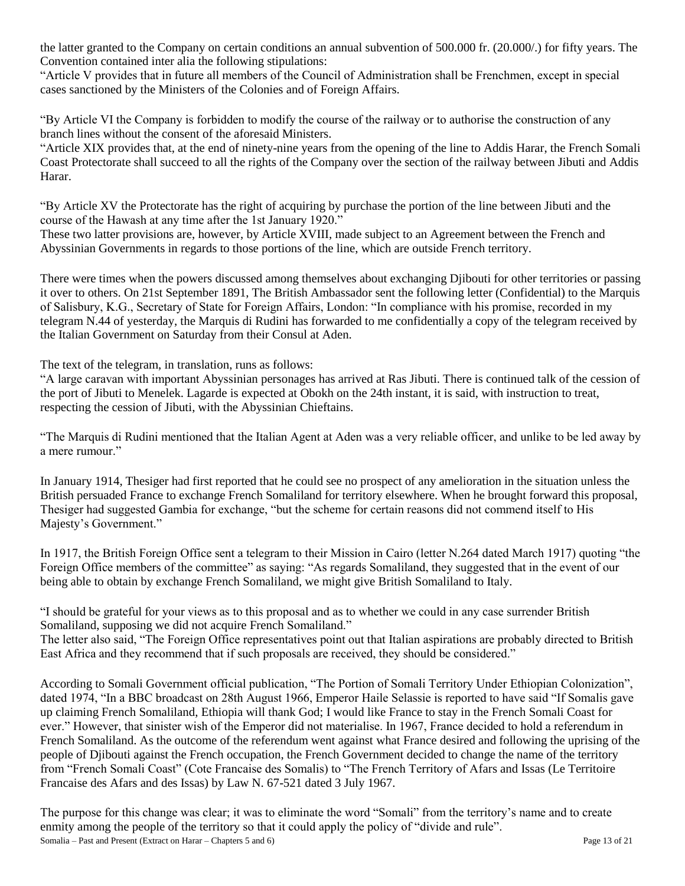the latter granted to the Company on certain conditions an annual subvention of 500.000 fr. (20.000/.) for fifty years. The Convention contained inter alia the following stipulations:

"Article V provides that in future all members of the Council of Administration shall be Frenchmen, except in special cases sanctioned by the Ministers of the Colonies and of Foreign Affairs.

"By Article VI the Company is forbidden to modify the course of the railway or to authorise the construction of any branch lines without the consent of the aforesaid Ministers.

"Article XIX provides that, at the end of ninety-nine years from the opening of the line to Addis Harar, the French Somali Coast Protectorate shall succeed to all the rights of the Company over the section of the railway between Jibuti and Addis Harar.

"By Article XV the Protectorate has the right of acquiring by purchase the portion of the line between Jibuti and the course of the Hawash at any time after the 1st January 1920."

These two latter provisions are, however, by Article XVIII, made subject to an Agreement between the French and Abyssinian Governments in regards to those portions of the line, which are outside French territory.

There were times when the powers discussed among themselves about exchanging Djibouti for other territories or passing it over to others. On 21st September 1891, The British Ambassador sent the following letter (Confidential) to the Marquis of Salisbury, K.G., Secretary of State for Foreign Affairs, London: "In compliance with his promise, recorded in my telegram N.44 of yesterday, the Marquis di Rudini has forwarded to me confidentially a copy of the telegram received by the Italian Government on Saturday from their Consul at Aden.

The text of the telegram, in translation, runs as follows:

"A large caravan with important Abyssinian personages has arrived at Ras Jibuti. There is continued talk of the cession of the port of Jibuti to Menelek. Lagarde is expected at Obokh on the 24th instant, it is said, with instruction to treat, respecting the cession of Jibuti, with the Abyssinian Chieftains.

"The Marquis di Rudini mentioned that the Italian Agent at Aden was a very reliable officer, and unlike to be led away by a mere rumour."

In January 1914, Thesiger had first reported that he could see no prospect of any amelioration in the situation unless the British persuaded France to exchange French Somaliland for territory elsewhere. When he brought forward this proposal, Thesiger had suggested Gambia for exchange, "but the scheme for certain reasons did not commend itself to His Majesty's Government."

In 1917, the British Foreign Office sent a telegram to their Mission in Cairo (letter N.264 dated March 1917) quoting "the Foreign Office members of the committee" as saying: "As regards Somaliland, they suggested that in the event of our being able to obtain by exchange French Somaliland, we might give British Somaliland to Italy.

"I should be grateful for your views as to this proposal and as to whether we could in any case surrender British Somaliland, supposing we did not acquire French Somaliland."

The letter also said, "The Foreign Office representatives point out that Italian aspirations are probably directed to British East Africa and they recommend that if such proposals are received, they should be considered."

According to Somali Government official publication, "The Portion of Somali Territory Under Ethiopian Colonization", dated 1974, "In a BBC broadcast on 28th August 1966, Emperor Haile Selassie is reported to have said "If Somalis gave up claiming French Somaliland, Ethiopia will thank God; I would like France to stay in the French Somali Coast for ever." However, that sinister wish of the Emperor did not materialise. In 1967, France decided to hold a referendum in French Somaliland. As the outcome of the referendum went against what France desired and following the uprising of the people of Djibouti against the French occupation, the French Government decided to change the name of the territory from "French Somali Coast" (Cote Francaise des Somalis) to "The French Territory of Afars and Issas (Le Territoire Francaise des Afars and des Issas) by Law N. 67-521 dated 3 July 1967.

The purpose for this change was clear; it was to eliminate the word "Somali" from the territory's name and to create enmity among the people of the territory so that it could apply the policy of "divide and rule".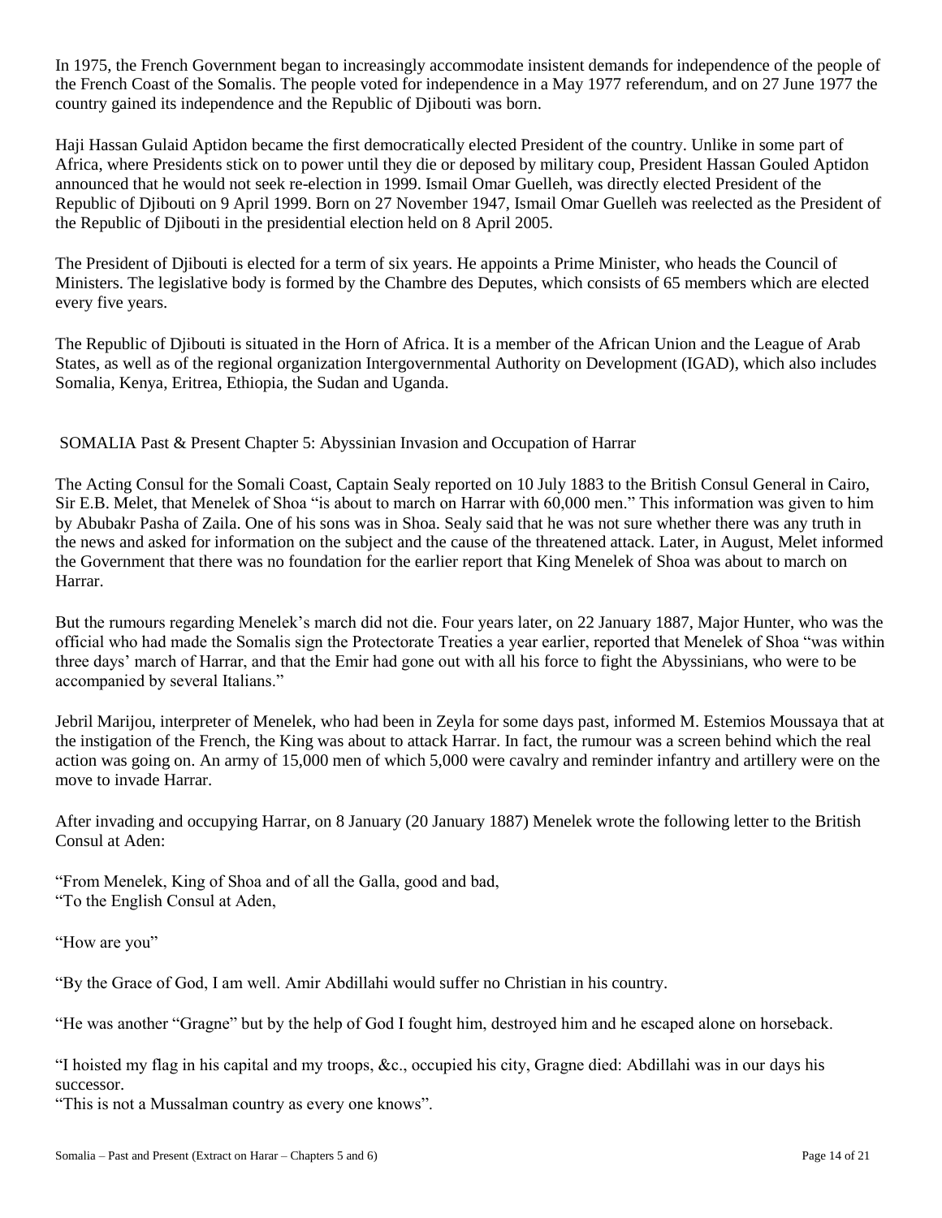In 1975, the French Government began to increasingly accommodate insistent demands for independence of the people of the French Coast of the Somalis. The people voted for independence in a May 1977 referendum, and on 27 June 1977 the country gained its independence and the Republic of Djibouti was born.

Haji Hassan Gulaid Aptidon became the first democratically elected President of the country. Unlike in some part of Africa, where Presidents stick on to power until they die or deposed by military coup, President Hassan Gouled Aptidon announced that he would not seek re-election in 1999. Ismail Omar Guelleh, was directly elected President of the Republic of Djibouti on 9 April 1999. Born on 27 November 1947, Ismail Omar Guelleh was reelected as the President of the Republic of Djibouti in the presidential election held on 8 April 2005.

The President of Djibouti is elected for a term of six years. He appoints a Prime Minister, who heads the Council of Ministers. The legislative body is formed by the Chambre des Deputes, which consists of 65 members which are elected every five years.

The Republic of Djibouti is situated in the Horn of Africa. It is a member of the African Union and the League of Arab States, as well as of the regional organization Intergovernmental Authority on Development (IGAD), which also includes Somalia, Kenya, Eritrea, Ethiopia, the Sudan and Uganda.

## SOMALIA Past & Present Chapter 5: Abyssinian Invasion and Occupation of Harrar

The Acting Consul for the Somali Coast, Captain Sealy reported on 10 July 1883 to the British Consul General in Cairo, Sir E.B. Melet, that Menelek of Shoa "is about to march on Harrar with 60,000 men." This information was given to him by Abubakr Pasha of Zaila. One of his sons was in Shoa. Sealy said that he was not sure whether there was any truth in the news and asked for information on the subject and the cause of the threatened attack. Later, in August, Melet informed the Government that there was no foundation for the earlier report that King Menelek of Shoa was about to march on Harrar.

But the rumours regarding Menelek's march did not die. Four years later, on 22 January 1887, Major Hunter, who was the official who had made the Somalis sign the Protectorate Treaties a year earlier, reported that Menelek of Shoa "was within three days' march of Harrar, and that the Emir had gone out with all his force to fight the Abyssinians, who were to be accompanied by several Italians."

Jebril Marijou, interpreter of Menelek, who had been in Zeyla for some days past, informed M. Estemios Moussaya that at the instigation of the French, the King was about to attack Harrar. In fact, the rumour was a screen behind which the real action was going on. An army of 15,000 men of which 5,000 were cavalry and reminder infantry and artillery were on the move to invade Harrar.

After invading and occupying Harrar, on 8 January (20 January 1887) Menelek wrote the following letter to the British Consul at Aden:

"From Menelek, King of Shoa and of all the Galla, good and bad,
"To the English Consul at Aden,

"How are you"

"By the Grace of God, I am well. Amir Abdillahi would suffer no Christian in his country.

"He was another "Gragne" but by the help of God I fought him, destroyed him and he escaped alone on horseback.

"I hoisted my flag in his capital and my troops, &c., occupied his city, Gragne died: Abdillahi was in our days his successor.
"This is not a Mussalman country as every one knows".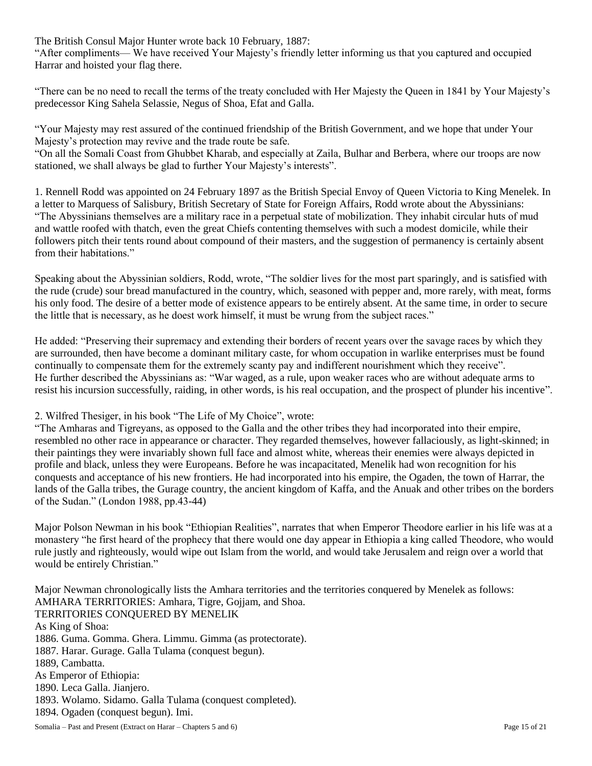The British Consul Major Hunter wrote back 10 February, 1887:

"After compliments— We have received Your Majesty's friendly letter informing us that you captured and occupied Harrar and hoisted your flag there.

"There can be no need to recall the terms of the treaty concluded with Her Majesty the Queen in 1841 by Your Majesty's predecessor King Sahela Selassie, Negus of Shoa, Efat and Galla.

"Your Majesty may rest assured of the continued friendship of the British Government, and we hope that under Your Majesty's protection may revive and the trade route be safe.

"On all the Somali Coast from Ghubbet Kharab, and especially at Zaila, Bulhar and Berbera, where our troops are now stationed, we shall always be glad to further Your Majesty's interests".

1. Rennell Rodd was appointed on 24 February 1897 as the British Special Envoy of Queen Victoria to King Menelek. In a letter to Marquess of Salisbury, British Secretary of State for Foreign Affairs, Rodd wrote about the Abyssinians: "The Abyssinians themselves are a military race in a perpetual state of mobilization. They inhabit circular huts of mud and wattle roofed with thatch, even the great Chiefs contenting themselves with such a modest domicile, while their followers pitch their tents round about compound of their masters, and the suggestion of permanency is certainly absent from their habitations."

Speaking about the Abyssinian soldiers, Rodd, wrote, "The soldier lives for the most part sparingly, and is satisfied with the rude (crude) sour bread manufactured in the country, which, seasoned with pepper and, more rarely, with meat, forms his only food. The desire of a better mode of existence appears to be entirely absent. At the same time, in order to secure the little that is necessary, as he doest work himself, it must be wrung from the subject races."

He added: "Preserving their supremacy and extending their borders of recent years over the savage races by which they are surrounded, then have become a dominant military caste, for whom occupation in warlike enterprises must be found continually to compensate them for the extremely scanty pay and indifferent nourishment which they receive".
He further described the Abyssinians as: "War waged, as a rule, upon weaker races who are without adequate arms to resist his incursion successfully, raiding, in other words, is his real occupation, and the prospect of plunder his incentive".

2. Wilfred Thesiger, in his book "The Life of My Choice", wrote:
"The Amharas and Tigreyans, as opposed to the Galla and the other tribes they had incorporated into their empire, resembled no other race in appearance or character. They regarded themselves, however fallaciously, as light-skinned; in their paintings they were invariably shown full face and almost white, whereas their enemies were always depicted in profile and black, unless they were Europeans. Before he was incapacitated, Menelik had won recognition for his conquests and acceptance of his new frontiers. He had incorporated into his empire, the Ogaden, the town of Harrar, the lands of the Galla tribes, the Gurage country, the ancient kingdom of Kaffa, and the Anuak and other tribes on the borders of the Sudan." (London 1988, pp.43-44)

Major Polson Newman in his book "Ethiopian Realities", narrates that when Emperor Theodore earlier in his life was at a monastery "he first heard of the prophecy that there would one day appear in Ethiopia a king called Theodore, who would rule justly and righteously, would wipe out Islam from the world, and would take Jerusalem and reign over a world that would be entirely Christian."

Major Newman chronologically lists the Amhara territories and the territories conquered by Menelek as follows:
AMHARA TERRITORIES: Amhara, Tigre, Gojjam, and Shoa.
TERRITORIES CONQUERED BY MENELIK
As King of Shoa:
1886. Guma. Gomma. Ghera. Limmu. Gimma (as protectorate).
1887. Harar. Gurage. Galla Tulama (conquest begun).
1889, Cambatta.
As Emperor of Ethiopia:
1890. Leca Galla. Jianjero.
1893. Wolamo. Sidamo. Galla Tulama (conquest completed).
1894. Ogaden (conquest begun). Imi.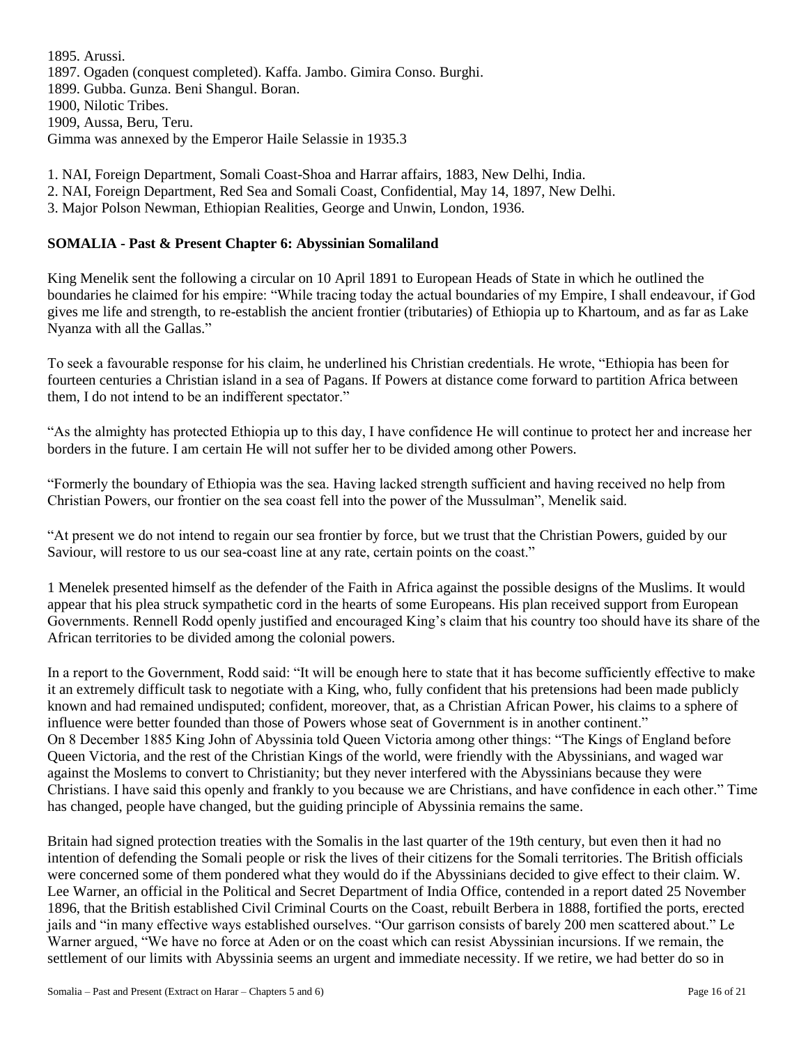1895. Arussi.
1897. Ogaden (conquest completed). Kaffa. Jambo. Gimira Conso. Burghi.
1899. Gubba. Gunza. Beni Shangul. Boran.
1900, Nilotic Tribes.
1909, Aussa, Beru, Teru.
Gimma was annexed by the Emperor Haile Selassie in 1935.[3]

1. NAI, Foreign Department, Somali Coast-Shoa and Harrar affairs, 1883, New Delhi, India.
2. NAI, Foreign Department, Red Sea and Somali Coast, Confidential, May 14, 1897, New Delhi.
3. Major Polson Newman, Ethiopian Realities, George and Unwin, London, 1936.

**SOMALIA - Past & Present Chapter 6: Abyssinian Somaliland**

King Menelik sent the following a circular on 10 April 1891 to European Heads of State in which he outlined the boundaries he claimed for his empire: "While tracing today the actual boundaries of my Empire, I shall endeavour, if God gives me life and strength, to re-establish the ancient frontier (tributaries) of Ethiopia up to Khartoum, and as far as Lake Nyanza with all the Gallas."

To seek a favourable response for his claim, he underlined his Christian credentials. He wrote, "Ethiopia has been for fourteen centuries a Christian island in a sea of Pagans. If Powers at distance come forward to partition Africa between them, I do not intend to be an indifferent spectator."

"As the almighty has protected Ethiopia up to this day, I have confidence He will continue to protect her and increase her borders in the future. I am certain He will not suffer her to be divided among other Powers.

"Formerly the boundary of Ethiopia was the sea. Having lacked strength sufficient and having received no help from Christian Powers, our frontier on the sea coast fell into the power of the Mussulman", Menelik said.

"At present we do not intend to regain our sea frontier by force, but we trust that the Christian Powers, guided by our Saviour, will restore to us our sea-coast line at any rate, certain points on the coast."

1 Menelek presented himself as the defender of the Faith in Africa against the possible designs of the Muslims. It would appear that his plea struck sympathetic cord in the hearts of some Europeans. His plan received support from European Governments. Rennell Rodd openly justified and encouraged King's claim that his country too should have its share of the African territories to be divided among the colonial powers.

In a report to the Government, Rodd said: "It will be enough here to state that it has become sufficiently effective to make it an extremely difficult task to negotiate with a King, who, fully confident that his pretensions had been made publicly known and had remained undisputed; confident, moreover, that, as a Christian African Power, his claims to a sphere of influence were better founded than those of Powers whose seat of Government is in another continent."
On 8 December 1885 King John of Abyssinia told Queen Victoria among other things: "The Kings of England before Queen Victoria, and the rest of the Christian Kings of the world, were friendly with the Abyssinians, and waged war against the Moslems to convert to Christianity; but they never interfered with the Abyssinians because they were Christians. I have said this openly and frankly to you because we are Christians, and have confidence in each other." Time has changed, people have changed, but the guiding principle of Abyssinia remains the same.

Britain had signed protection treaties with the Somalis in the last quarter of the 19th century, but even then it had no intention of defending the Somali people or risk the lives of their citizens for the Somali territories. The British officials were concerned some of them pondered what they would do if the Abyssinians decided to give effect to their claim. W. Lee Warner, an official in the Political and Secret Department of India Office, contended in a report dated 25 November 1896, that the British established Civil Criminal Courts on the Coast, rebuilt Berbera in 1888, fortified the ports, erected jails and "in many effective ways established ourselves. "Our garrison consists of barely 200 men scattered about." Le Warner argued, "We have no force at Aden or on the coast which can resist Abyssinian incursions. If we remain, the settlement of our limits with Abyssinia seems an urgent and immediate necessity. If we retire, we had better do so in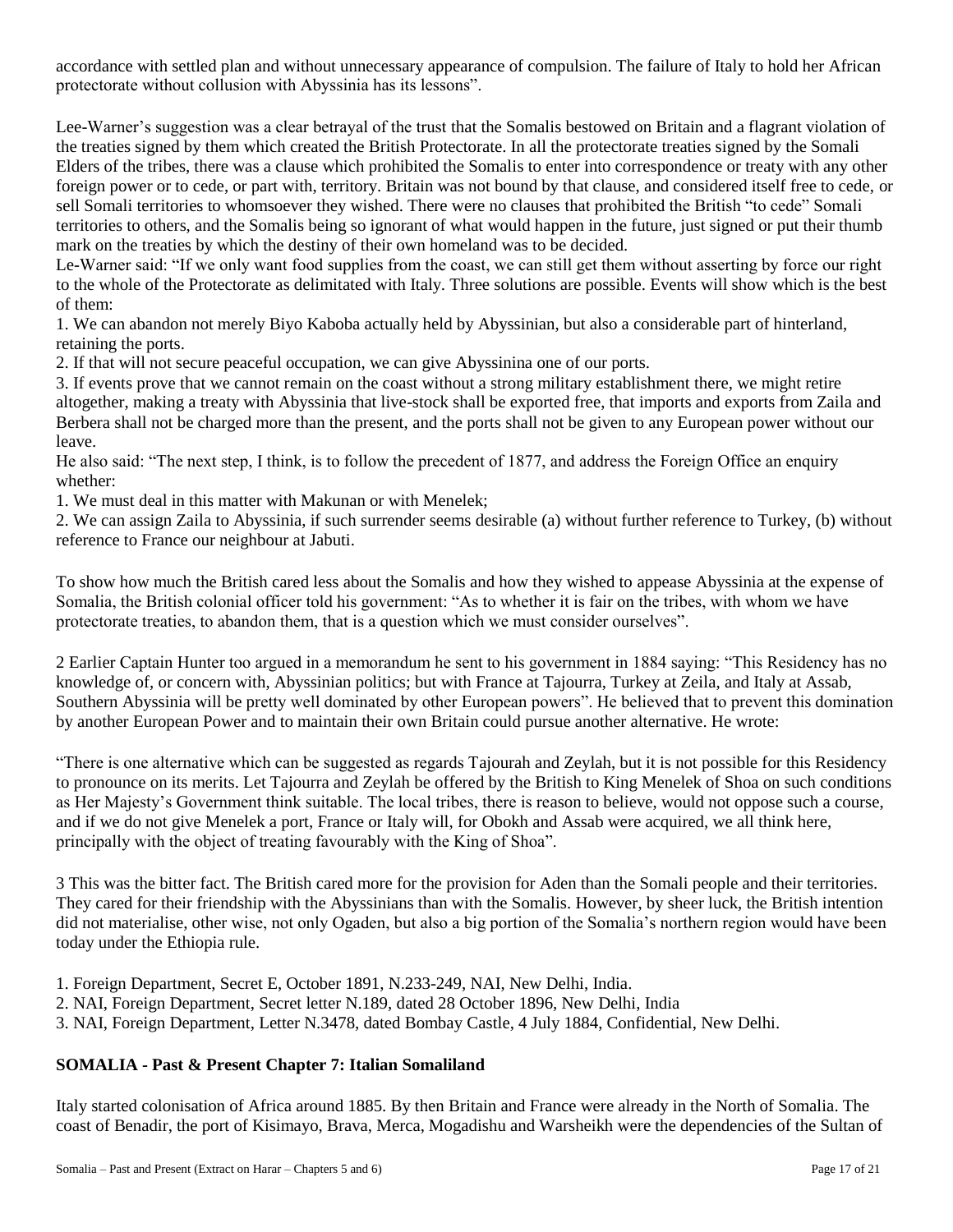accordance with settled plan and without unnecessary appearance of compulsion. The failure of Italy to hold her African protectorate without collusion with Abyssinia has its lessons".

Lee-Warner's suggestion was a clear betrayal of the trust that the Somalis bestowed on Britain and a flagrant violation of the treaties signed by them which created the British Protectorate. In all the protectorate treaties signed by the Somali Elders of the tribes, there was a clause which prohibited the Somalis to enter into correspondence or treaty with any other foreign power or to cede, or part with, territory. Britain was not bound by that clause, and considered itself free to cede, or sell Somali territories to whomsoever they wished. There were no clauses that prohibited the British "to cede" Somali territories to others, and the Somalis being so ignorant of what would happen in the future, just signed or put their thumb mark on the treaties by which the destiny of their own homeland was to be decided.

Le-Warner said: "If we only want food supplies from the coast, we can still get them without asserting by force our right to the whole of the Protectorate as delimitated with Italy. Three solutions are possible. Events will show which is the best of them:

1. We can abandon not merely Biyo Kaboba actually held by Abyssinian, but also a considerable part of hinterland, retaining the ports.
2. If that will not secure peaceful occupation, we can give Abyssinina one of our ports.
3. If events prove that we cannot remain on the coast without a strong military establishment there, we might retire altogether, making a treaty with Abyssinia that live-stock shall be exported free, that imports and exports from Zaila and Berbera shall not be charged more than the present, and the ports shall not be given to any European power without our leave.

He also said: "The next step, I think, is to follow the precedent of 1877, and address the Foreign Office an enquiry whether:

1. We must deal in this matter with Makunan or with Menelek;
2. We can assign Zaila to Abyssinia, if such surrender seems desirable (a) without further reference to Turkey, (b) without reference to France our neighbour at Jabuti.

To show how much the British cared less about the Somalis and how they wished to appease Abyssinia at the expense of Somalia, the British colonial officer told his government: "As to whether it is fair on the tribes, with whom we have protectorate treaties, to abandon them, that is a question which we must consider ourselves".

2 Earlier Captain Hunter too argued in a memorandum he sent to his government in 1884 saying: "This Residency has no knowledge of, or concern with, Abyssinian politics; but with France at Tajourra, Turkey at Zeila, and Italy at Assab, Southern Abyssinia will be pretty well dominated by other European powers". He believed that to prevent this domination by another European Power and to maintain their own Britain could pursue another alternative. He wrote:

"There is one alternative which can be suggested as regards Tajourah and Zeylah, but it is not possible for this Residency to pronounce on its merits. Let Tajourra and Zeylah be offered by the British to King Menelek of Shoa on such conditions as Her Majesty's Government think suitable. The local tribes, there is reason to believe, would not oppose such a course, and if we do not give Menelek a port, France or Italy will, for Obokh and Assab were acquired, we all think here, principally with the object of treating favourably with the King of Shoa".

3 This was the bitter fact. The British cared more for the provision for Aden than the Somali people and their territories. They cared for their friendship with the Abyssinians than with the Somalis. However, by sheer luck, the British intention did not materialise, other wise, not only Ogaden, but also a big portion of the Somalia's northern region would have been today under the Ethiopia rule.

1. Foreign Department, Secret E, October 1891, N.233-249, NAI, New Delhi, India.
2. NAI, Foreign Department, Secret letter N.189, dated 28 October 1896, New Delhi, India
3. NAI, Foreign Department, Letter N.3478, dated Bombay Castle, 4 July 1884, Confidential, New Delhi.

## SOMALIA - Past & Present Chapter 7: Italian Somaliland

Italy started colonisation of Africa around 1885. By then Britain and France were already in the North of Somalia. The coast of Benadir, the port of Kisimayo, Brava, Merca, Mogadishu and Warsheikh were the dependencies of the Sultan of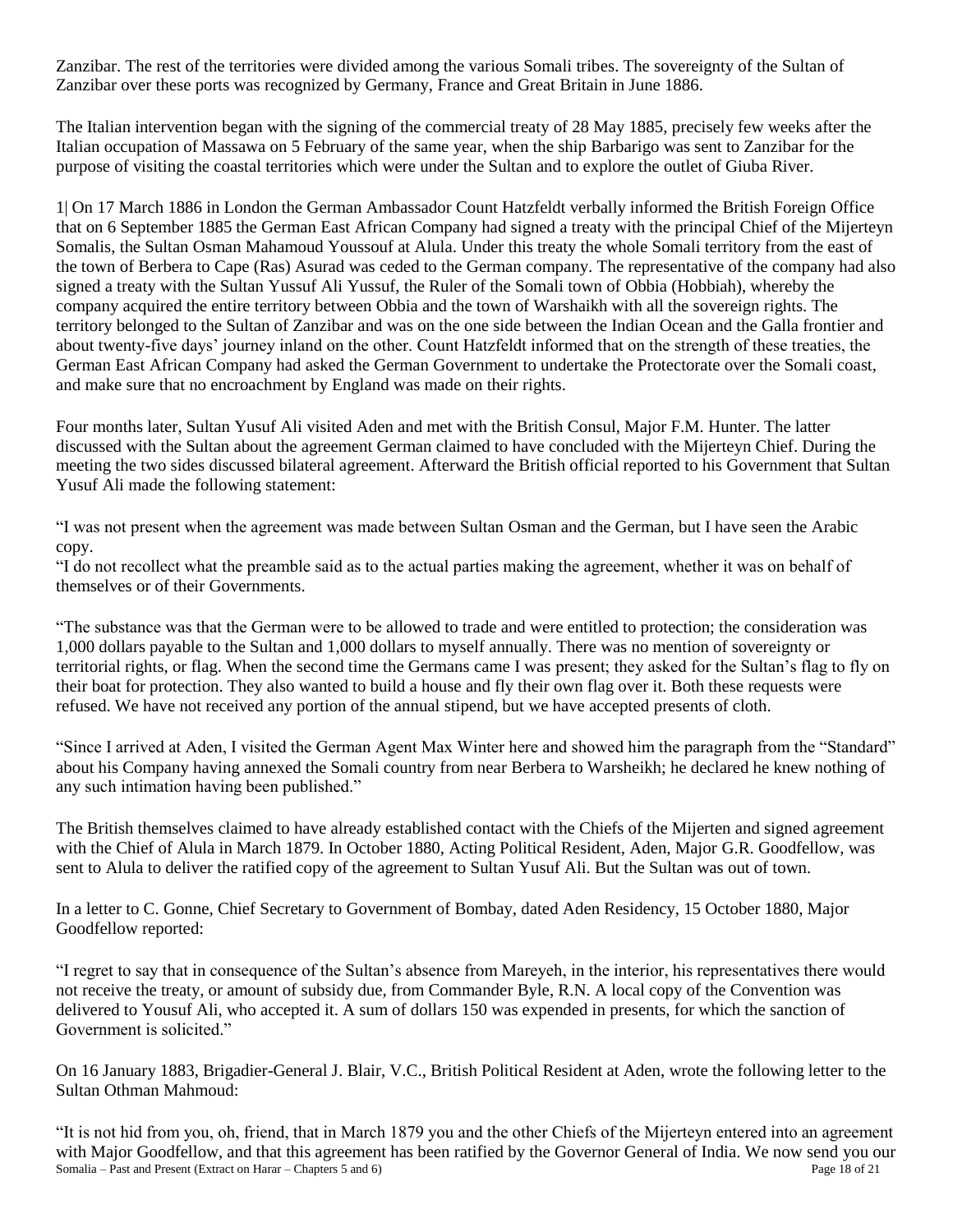Zanzibar. The rest of the territories were divided among the various Somali tribes. The sovereignty of the Sultan of Zanzibar over these ports was recognized by Germany, France and Great Britain in June 1886.

The Italian intervention began with the signing of the commercial treaty of 28 May 1885, precisely few weeks after the Italian occupation of Massawa on 5 February of the same year, when the ship Barbarigo was sent to Zanzibar for the purpose of visiting the coastal territories which were under the Sultan and to explore the outlet of Giuba River.

1| On 17 March 1886 in London the German Ambassador Count Hatzfeldt verbally informed the British Foreign Office that on 6 September 1885 the German East African Company had signed a treaty with the principal Chief of the Mijerteyn Somalis, the Sultan Osman Mahamoud Youssouf at Alula. Under this treaty the whole Somali territory from the east of the town of Berbera to Cape (Ras) Asurad was ceded to the German company. The representative of the company had also signed a treaty with the Sultan Yussuf Ali Yussuf, the Ruler of the Somali town of Obbia (Hobbiah), whereby the company acquired the entire territory between Obbia and the town of Warshaikh with all the sovereign rights. The territory belonged to the Sultan of Zanzibar and was on the one side between the Indian Ocean and the Galla frontier and about twenty-five days' journey inland on the other. Count Hatzfeldt informed that on the strength of these treaties, the German East African Company had asked the German Government to undertake the Protectorate over the Somali coast, and make sure that no encroachment by England was made on their rights.

Four months later, Sultan Yusuf Ali visited Aden and met with the British Consul, Major F.M. Hunter. The latter discussed with the Sultan about the agreement German claimed to have concluded with the Mijerteyn Chief. During the meeting the two sides discussed bilateral agreement. Afterward the British official reported to his Government that Sultan Yusuf Ali made the following statement:

"I was not present when the agreement was made between Sultan Osman and the German, but I have seen the Arabic copy.
"I do not recollect what the preamble said as to the actual parties making the agreement, whether it was on behalf of themselves or of their Governments.

"The substance was that the German were to be allowed to trade and were entitled to protection; the consideration was 1,000 dollars payable to the Sultan and 1,000 dollars to myself annually. There was no mention of sovereignty or territorial rights, or flag. When the second time the Germans came I was present; they asked for the Sultan's flag to fly on their boat for protection. They also wanted to build a house and fly their own flag over it. Both these requests were refused. We have not received any portion of the annual stipend, but we have accepted presents of cloth.

"Since I arrived at Aden, I visited the German Agent Max Winter here and showed him the paragraph from the "Standard" about his Company having annexed the Somali country from near Berbera to Warsheikh; he declared he knew nothing of any such intimation having been published."

The British themselves claimed to have already established contact with the Chiefs of the Mijerten and signed agreement with the Chief of Alula in March 1879. In October 1880, Acting Political Resident, Aden, Major G.R. Goodfellow, was sent to Alula to deliver the ratified copy of the agreement to Sultan Yusuf Ali. But the Sultan was out of town.

In a letter to C. Gonne, Chief Secretary to Government of Bombay, dated Aden Residency, 15 October 1880, Major Goodfellow reported:

"I regret to say that in consequence of the Sultan's absence from Mareyeh, in the interior, his representatives there would not receive the treaty, or amount of subsidy due, from Commander Byle, R.N. A local copy of the Convention was delivered to Yousuf Ali, who accepted it. A sum of dollars 150 was expended in presents, for which the sanction of Government is solicited."

On 16 January 1883, Brigadier-General J. Blair, V.C., British Political Resident at Aden, wrote the following letter to the Sultan Othman Mahmoud:

"It is not hid from you, oh, friend, that in March 1879 you and the other Chiefs of the Mijerteyn entered into an agreement with Major Goodfellow, and that this agreement has been ratified by the Governor General of India. We now send you our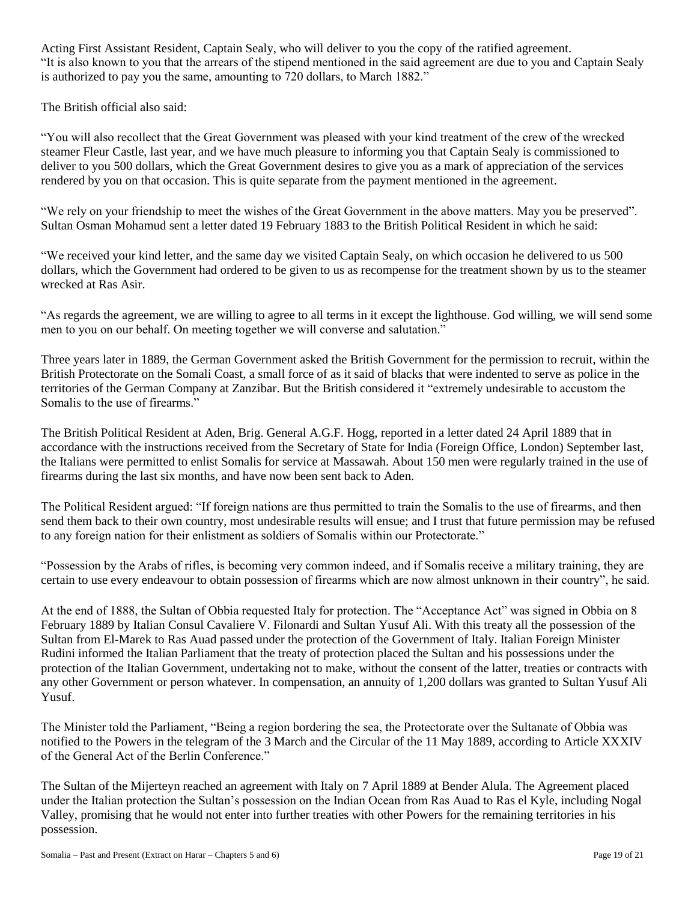Acting First Assistant Resident, Captain Sealy, who will deliver to you the copy of the ratified agreement.
"It is also known to you that the arrears of the stipend mentioned in the said agreement are due to you and Captain Sealy is authorized to pay you the same, amounting to 720 dollars, to March 1882."

The British official also said:

"You will also recollect that the Great Government was pleased with your kind treatment of the crew of the wrecked steamer Fleur Castle, last year, and we have much pleasure to informing you that Captain Sealy is commissioned to deliver to you 500 dollars, which the Great Government desires to give you as a mark of appreciation of the services rendered by you on that occasion. This is quite separate from the payment mentioned in the agreement.

"We rely on your friendship to meet the wishes of the Great Government in the above matters. May you be preserved". Sultan Osman Mohamud sent a letter dated 19 February 1883 to the British Political Resident in which he said:

"We received your kind letter, and the same day we visited Captain Sealy, on which occasion he delivered to us 500 dollars, which the Government had ordered to be given to us as recompense for the treatment shown by us to the steamer wrecked at Ras Asir.

"As regards the agreement, we are willing to agree to all terms in it except the lighthouse. God willing, we will send some men to you on our behalf. On meeting together we will converse and salutation."

Three years later in 1889, the German Government asked the British Government for the permission to recruit, within the British Protectorate on the Somali Coast, a small force of as it said of blacks that were indented to serve as police in the territories of the German Company at Zanzibar. But the British considered it "extremely undesirable to accustom the Somalis to the use of firearms."

The British Political Resident at Aden, Brig. General A.G.F. Hogg, reported in a letter dated 24 April 1889 that in accordance with the instructions received from the Secretary of State for India (Foreign Office, London) September last, the Italians were permitted to enlist Somalis for service at Massawah. About 150 men were regularly trained in the use of firearms during the last six months, and have now been sent back to Aden.

The Political Resident argued: "If foreign nations are thus permitted to train the Somalis to the use of firearms, and then send them back to their own country, most undesirable results will ensue; and I trust that future permission may be refused to any foreign nation for their enlistment as soldiers of Somalis within our Protectorate."

"Possession by the Arabs of rifles, is becoming very common indeed, and if Somalis receive a military training, they are certain to use every endeavour to obtain possession of firearms which are now almost unknown in their country", he said.

At the end of 1888, the Sultan of Obbia requested Italy for protection. The "Acceptance Act" was signed in Obbia on 8 February 1889 by Italian Consul Cavaliere V. Filonardi and Sultan Yusuf Ali. With this treaty all the possession of the Sultan from El-Marek to Ras Auad passed under the protection of the Government of Italy. Italian Foreign Minister Rudini informed the Italian Parliament that the treaty of protection placed the Sultan and his possessions under the protection of the Italian Government, undertaking not to make, without the consent of the latter, treaties or contracts with any other Government or person whatever. In compensation, an annuity of 1,200 dollars was granted to Sultan Yusuf Ali Yusuf.

The Minister told the Parliament, "Being a region bordering the sea, the Protectorate over the Sultanate of Obbia was notified to the Powers in the telegram of the 3 March and the Circular of the 11 May 1889, according to Article XXXIV of the General Act of the Berlin Conference."

The Sultan of the Mijerteyn reached an agreement with Italy on 7 April 1889 at Bender Alula. The Agreement placed under the Italian protection the Sultan's possession on the Indian Ocean from Ras Auad to Ras el Kyle, including Nogal Valley, promising that he would not enter into further treaties with other Powers for the remaining territories in his possession.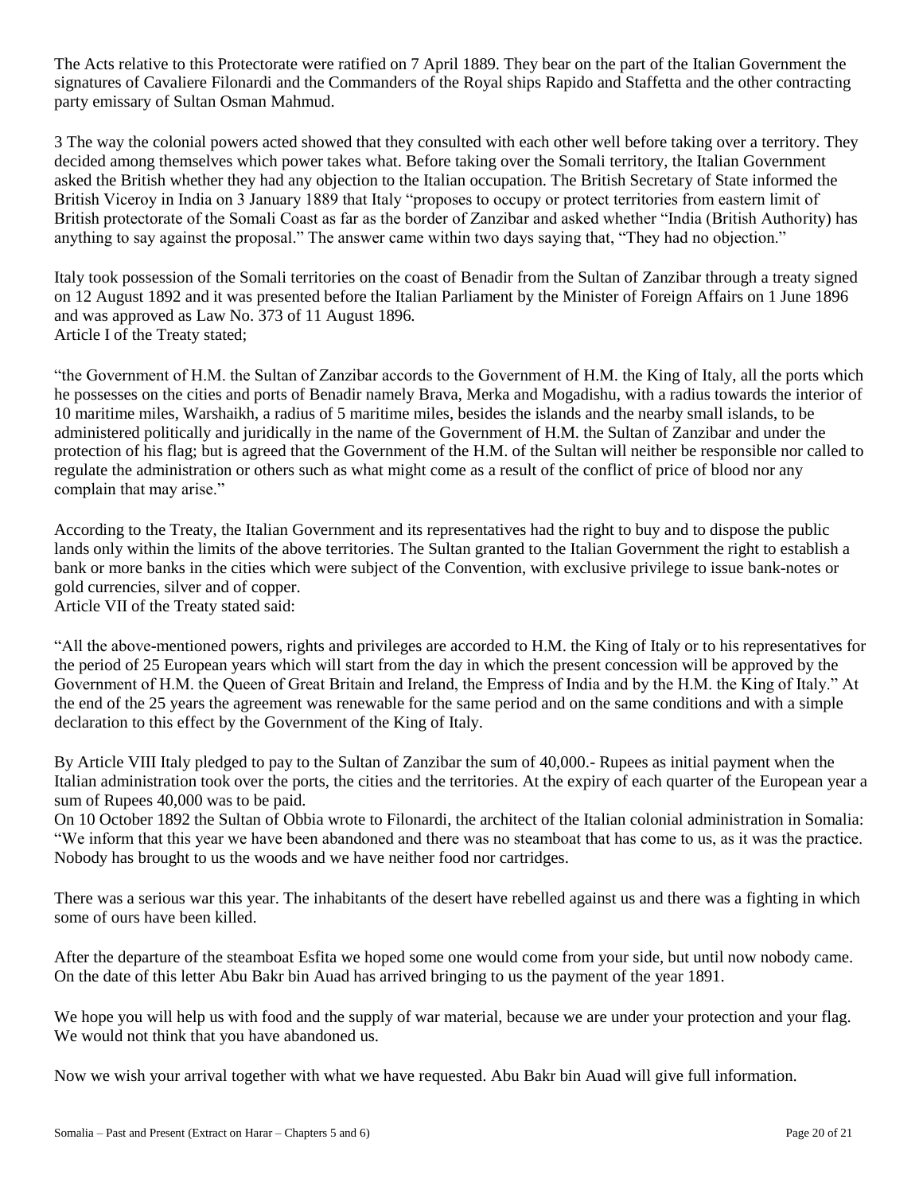The Acts relative to this Protectorate were ratified on 7 April 1889. They bear on the part of the Italian Government the signatures of Cavaliere Filonardi and the Commanders of the Royal ships Rapido and Staffetta and the other contracting party emissary of Sultan Osman Mahmud.

3 The way the colonial powers acted showed that they consulted with each other well before taking over a territory. They decided among themselves which power takes what. Before taking over the Somali territory, the Italian Government asked the British whether they had any objection to the Italian occupation. The British Secretary of State informed the British Viceroy in India on 3 January 1889 that Italy "proposes to occupy or protect territories from eastern limit of British protectorate of the Somali Coast as far as the border of Zanzibar and asked whether "India (British Authority) has anything to say against the proposal." The answer came within two days saying that, "They had no objection."

Italy took possession of the Somali territories on the coast of Benadir from the Sultan of Zanzibar through a treaty signed on 12 August 1892 and it was presented before the Italian Parliament by the Minister of Foreign Affairs on 1 June 1896 and was approved as Law No. 373 of 11 August 1896.
Article I of the Treaty stated;

"the Government of H.M. the Sultan of Zanzibar accords to the Government of H.M. the King of Italy, all the ports which he possesses on the cities and ports of Benadir namely Brava, Merka and Mogadishu, with a radius towards the interior of 10 maritime miles, Warshaikh, a radius of 5 maritime miles, besides the islands and the nearby small islands, to be administered politically and juridically in the name of the Government of H.M. the Sultan of Zanzibar and under the protection of his flag; but is agreed that the Government of the H.M. of the Sultan will neither be responsible nor called to regulate the administration or others such as what might come as a result of the conflict of price of blood nor any complain that may arise."

According to the Treaty, the Italian Government and its representatives had the right to buy and to dispose the public lands only within the limits of the above territories. The Sultan granted to the Italian Government the right to establish a bank or more banks in the cities which were subject of the Convention, with exclusive privilege to issue bank-notes or gold currencies, silver and of copper.
Article VII of the Treaty stated said:

"All the above-mentioned powers, rights and privileges are accorded to H.M. the King of Italy or to his representatives for the period of 25 European years which will start from the day in which the present concession will be approved by the Government of H.M. the Queen of Great Britain and Ireland, the Empress of India and by the H.M. the King of Italy." At the end of the 25 years the agreement was renewable for the same period and on the same conditions and with a simple declaration to this effect by the Government of the King of Italy.

By Article VIII Italy pledged to pay to the Sultan of Zanzibar the sum of 40,000.- Rupees as initial payment when the Italian administration took over the ports, the cities and the territories. At the expiry of each quarter of the European year a sum of Rupees 40,000 was to be paid.
On 10 October 1892 the Sultan of Obbia wrote to Filonardi, the architect of the Italian colonial administration in Somalia: "We inform that this year we have been abandoned and there was no steamboat that has come to us, as it was the practice. Nobody has brought to us the woods and we have neither food nor cartridges.

There was a serious war this year. The inhabitants of the desert have rebelled against us and there was a fighting in which some of ours have been killed.

After the departure of the steamboat Esfita we hoped some one would come from your side, but until now nobody came. On the date of this letter Abu Bakr bin Auad has arrived bringing to us the payment of the year 1891.

We hope you will help us with food and the supply of war material, because we are under your protection and your flag. We would not think that you have abandoned us.

Now we wish your arrival together with what we have requested. Abu Bakr bin Auad will give full information.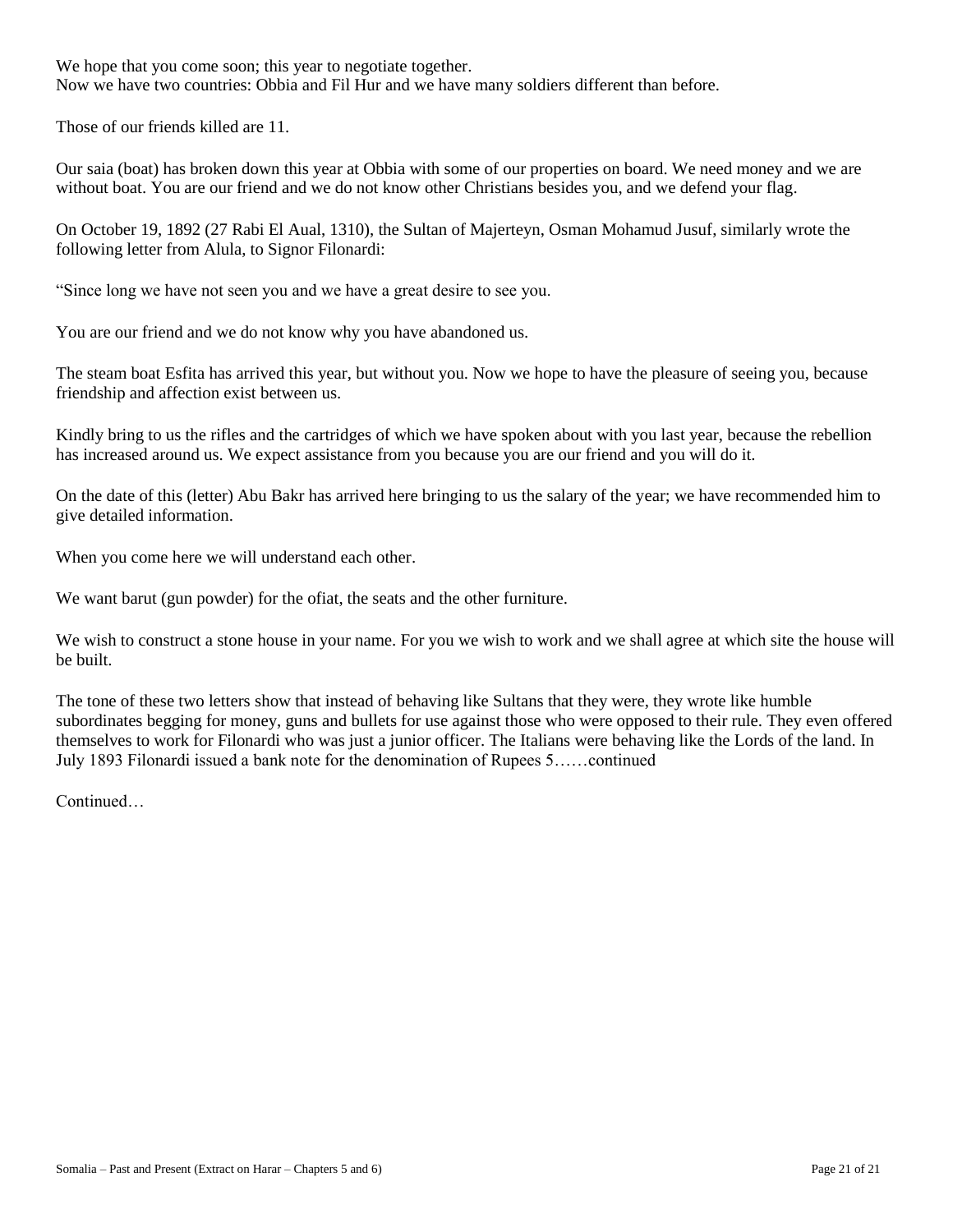We hope that you come soon; this year to negotiate together.
Now we have two countries: Obbia and Fil Hur and we have many soldiers different than before.

Those of our friends killed are 11.

Our saia (boat) has broken down this year at Obbia with some of our properties on board. We need money and we are without boat. You are our friend and we do not know other Christians besides you, and we defend your flag.

On October 19, 1892 (27 Rabi El Aual, 1310), the Sultan of Majerteyn, Osman Mohamud Jusuf, similarly wrote the following letter from Alula, to Signor Filonardi:

"Since long we have not seen you and we have a great desire to see you.

You are our friend and we do not know why you have abandoned us.

The steam boat Esfita has arrived this year, but without you. Now we hope to have the pleasure of seeing you, because friendship and affection exist between us.

Kindly bring to us the rifles and the cartridges of which we have spoken about with you last year, because the rebellion has increased around us. We expect assistance from you because you are our friend and you will do it.

On the date of this (letter) Abu Bakr has arrived here bringing to us the salary of the year; we have recommended him to give detailed information.

When you come here we will understand each other.

We want barut (gun powder) for the ofiat, the seats and the other furniture.

We wish to construct a stone house in your name. For you we wish to work and we shall agree at which site the house will be built.

The tone of these two letters show that instead of behaving like Sultans that they were, they wrote like humble subordinates begging for money, guns and bullets for use against those who were opposed to their rule. They even offered themselves to work for Filonardi who was just a junior officer. The Italians were behaving like the Lords of the land. In July 1893 Filonardi issued a bank note for the denomination of Rupees 5……continued

Continued…